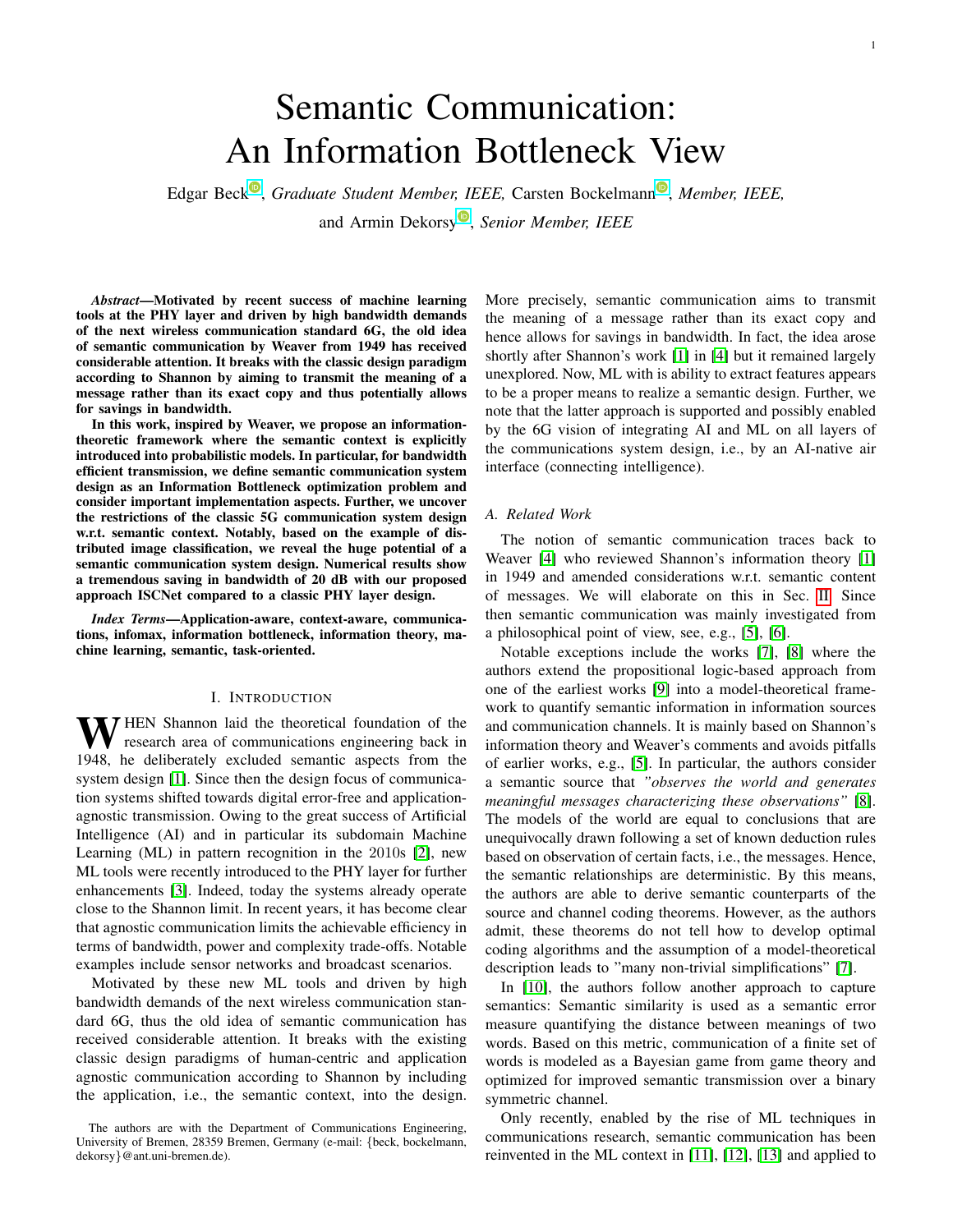# Semantic Communication: An Information Bottleneck View

Edgar Beck, *Graduate Student Member, IEEE,* Carsten Bockelmann, *Member, IEEE,* and Armin Dekorsy, *Senior Member, IEEE*

***Abstract*—Motivated by recent success of machine learning tools at the PHY layer and driven by high bandwidth demands of the next wireless communication standard 6G, the old idea of semantic communication by Weaver from 1949 has received considerable attention. It breaks with the classic design paradigm according to Shannon by aiming to transmit the meaning of a message rather than its exact copy and thus potentially allows for savings in bandwidth.**

**In this work, inspired by Weaver, we propose an information-theoretic framework where the semantic context is explicitly introduced into probabilistic models. In particular, for bandwidth efficient transmission, we define semantic communication system design as an Information Bottleneck optimization problem and consider important implementation aspects. Further, we uncover the restrictions of the classic 5G communication system design w.r.t. semantic context. Notably, based on the example of distributed image classification, we reveal the huge potential of a semantic communication system design. Numerical results show a tremendous saving in bandwidth of 20 dB with our proposed approach ISCNet compared to a classic PHY layer design.**

***Index Terms*—Application-aware, context-aware, communications, infomax, information bottleneck, information theory, machine learning, semantic, task-oriented.**

## I. Introduction

When Shannon laid the theoretical foundation of the research area of communications engineering back in 1948, he deliberately excluded semantic aspects from the system design [1]. Since then the design focus of communication systems shifted towards digital error-free and application-agnostic transmission. Owing to the great success of Artificial Intelligence (AI) and in particular its subdomain Machine Learning (ML) in pattern recognition in the 2010s [2], new ML tools were recently introduced to the PHY layer for further enhancements [3]. Indeed, today the systems already operate close to the Shannon limit. In recent years, it has become clear that agnostic communication limits the achievable efficiency in terms of bandwidth, power and complexity trade-offs. Notable examples include sensor networks and broadcast scenarios.

Motivated by these new ML tools and driven by high bandwidth demands of the next wireless communication standard 6G, thus the old idea of semantic communication has received considerable attention. It breaks with the existing classic design paradigms of human-centric and application agnostic communication according to Shannon by including the application, i.e., the semantic context, into the design. More precisely, semantic communication aims to transmit the meaning of a message rather than its exact copy and hence allows for savings in bandwidth. In fact, the idea arose shortly after Shannon's work [1] in [4] but it remained largely unexplored. Now, ML with is ability to extract features appears to be a proper means to realize a semantic design. Further, we note that the latter approach is supported and possibly enabled by the 6G vision of integrating AI and ML on all layers of the communications system design, i.e., by an AI-native air interface (connecting intelligence).

### A. Related Work

The notion of semantic communication traces back to Weaver [4] who reviewed Shannon's information theory [1] in 1949 and amended considerations w.r.t. semantic content of messages. We will elaborate on this in Sec. II. Since then semantic communication was mainly investigated from a philosophical point of view, see, e.g., [5], [6].

Notable exceptions include the works [7], [8] where the authors extend the propositional logic-based approach from one of the earliest works [9] into a model-theoretical framework to quantify semantic information in information sources and communication channels. It is mainly based on Shannon's information theory and Weaver's comments and avoids pitfalls of earlier works, e.g., [5]. In particular, the authors consider a semantic source that *"observes the world and generates meaningful messages characterizing these observations"* [8]. The models of the world are equal to conclusions that are unequivocally drawn following a set of known deduction rules based on observation of certain facts, i.e., the messages. Hence, the semantic relationships are deterministic. By this means, the authors are able to derive semantic counterparts of the source and channel coding theorems. However, as the authors admit, these theorems do not tell how to develop optimal coding algorithms and the assumption of a model-theoretical description leads to "many non-trivial simplifications" [7].

In [10], the authors follow another approach to capture semantics: Semantic similarity is used as a semantic error measure quantifying the distance between meanings of two words. Based on this metric, communication of a finite set of words is modeled as a Bayesian game from game theory and optimized for improved semantic transmission over a binary symmetric channel.

Only recently, enabled by the rise of ML techniques in communications research, semantic communication has been reinvented in the ML context in [11], [12], [13] and applied to

The authors are with the Department of Communications Engineering, University of Bremen, 28359 Bremen, Germany (e-mail: {beck, bockelmann, dekorsy}@ant.uni-bremen.de).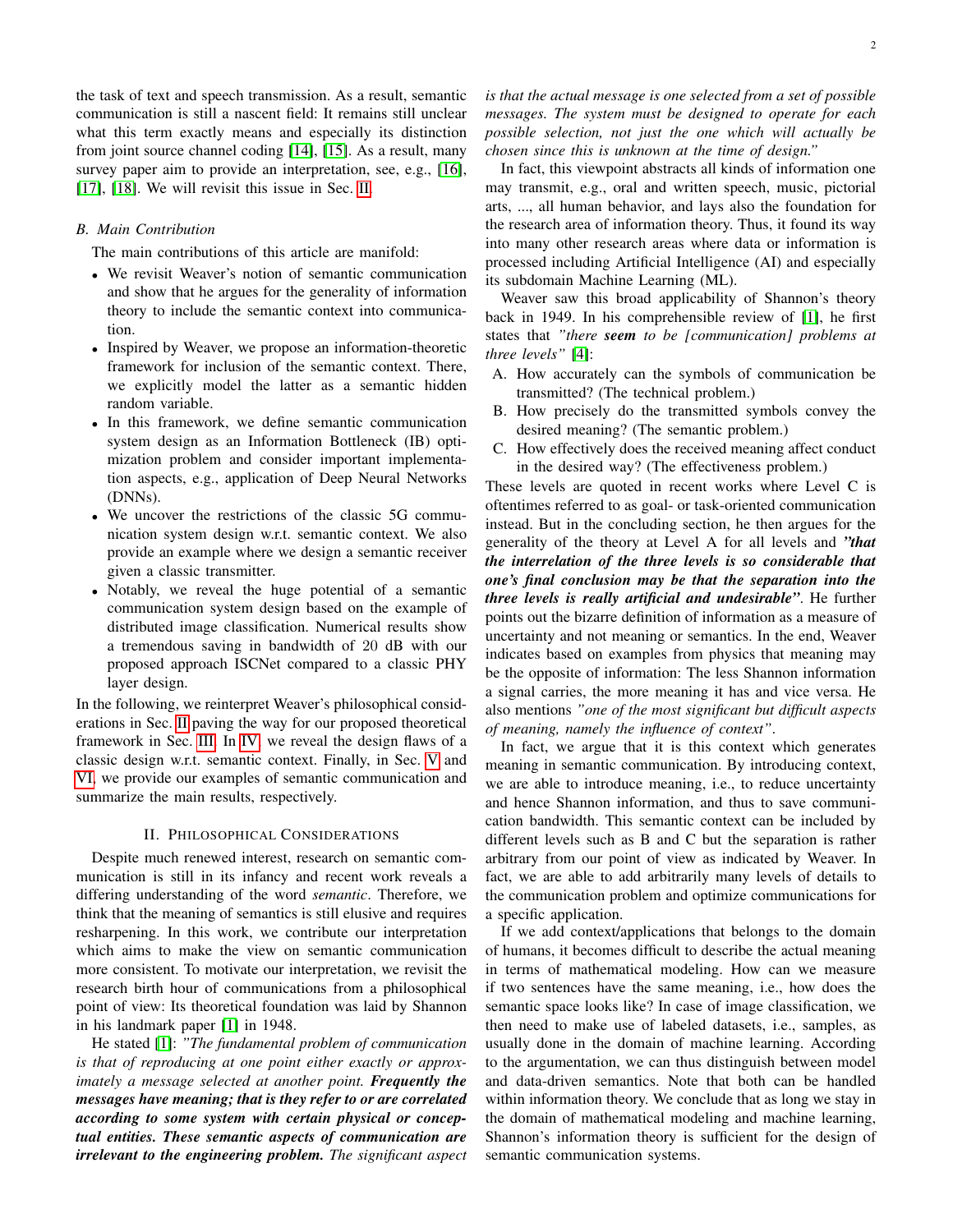the task of text and speech transmission. As a result, semantic communication is still a nascent field: It remains still unclear what this term exactly means and especially its distinction from joint source channel coding [14], [15]. As a result, many survey paper aim to provide an interpretation, see, e.g., [16], [17], [18]. We will revisit this issue in Sec. II.

### B. Main Contribution

The main contributions of this article are manifold:

- We revisit Weaver's notion of semantic communication and show that he argues for the generality of information theory to include the semantic context into communication.
- Inspired by Weaver, we propose an information-theoretic framework for inclusion of the semantic context. There, we explicitly model the latter as a semantic hidden random variable.
- In this framework, we define semantic communication system design as an Information Bottleneck (IB) optimization problem and consider important implementation aspects, e.g., application of Deep Neural Networks (DNNs).
- We uncover the restrictions of the classic 5G communication system design w.r.t. semantic context. We also provide an example where we design a semantic receiver given a classic transmitter.
- Notably, we reveal the huge potential of a semantic communication system design based on the example of distributed image classification. Numerical results show a tremendous saving in bandwidth of 20 dB with our proposed approach ISCNet compared to a classic PHY layer design.

In the following, we reinterpret Weaver's philosophical considerations in Sec. II paving the way for our proposed theoretical framework in Sec. III. In IV, we reveal the design flaws of a classic design w.r.t. semantic context. Finally, in Sec. V and VI, we provide our examples of semantic communication and summarize the main results, respectively.

## II. Philosophical Considerations

Despite much renewed interest, research on semantic communication is still in its infancy and recent work reveals a differing understanding of the word *semantic*. Therefore, we think that the meaning of semantics is still elusive and requires resharpening. In this work, we contribute our interpretation which aims to make the view on semantic communication more consistent. To motivate our interpretation, we revisit the research birth hour of communications from a philosophical point of view: Its theoretical foundation was laid by Shannon in his landmark paper [1] in 1948.

He stated [1]: *"The fundamental problem of communication is that of reproducing at one point either exactly or approximately a message selected at another point.* ***Frequently the messages have meaning; that is they refer to or are correlated according to some system with certain physical or conceptual entities. These semantic aspects of communication are irrelevant to the engineering problem.*** *The significant aspect is that the actual message is one selected from a set of possible messages. The system must be designed to operate for each possible selection, not just the one which will actually be chosen since this is unknown at the time of design."*

In fact, this viewpoint abstracts all kinds of information one may transmit, e.g., oral and written speech, music, pictorial arts, ..., all human behavior, and lays also the foundation for the research area of information theory. Thus, it found its way into many other research areas where data or information is processed including Artificial Intelligence (AI) and especially its subdomain Machine Learning (ML).

Weaver saw this broad applicability of Shannon's theory back in 1949. In his comprehensible review of [1], he first states that *"there* ***seem*** *to be [communication] problems at three levels"* [4]:

A. How accurately can the symbols of communication be transmitted? (The technical problem.)
B. How precisely do the transmitted symbols convey the desired meaning? (The semantic problem.)
C. How effectively does the received meaning affect conduct in the desired way? (The effectiveness problem.)

These levels are quoted in recent works where Level C is oftentimes referred to as goal- or task-oriented communication instead. But in the concluding section, he then argues for the generality of the theory at Level A for all levels and ***"that the interrelation of the three levels is so considerable that one's final conclusion may be that the separation into the three levels is really artificial and undesirable"***. He further points out the bizarre definition of information as a measure of uncertainty and not meaning or semantics. In the end, Weaver indicates based on examples from physics that meaning may be the opposite of information: The less Shannon information a signal carries, the more meaning it has and vice versa. He also mentions *"one of the most significant but difficult aspects of meaning, namely the influence of context"*.

In fact, we argue that it is this context which generates meaning in semantic communication. By introducing context, we are able to introduce meaning, i.e., to reduce uncertainty and hence Shannon information, and thus to save communication bandwidth. This semantic context can be included by different levels such as B and C but the separation is rather arbitrary from our point of view as indicated by Weaver. In fact, we are able to add arbitrarily many levels of details to the communication problem and optimize communications for a specific application.

If we add context/applications that belongs to the domain of humans, it becomes difficult to describe the actual meaning in terms of mathematical modeling. How can we measure if two sentences have the same meaning, i.e., how does the semantic space looks like? In case of image classification, we then need to make use of labeled datasets, i.e., samples, as usually done in the domain of machine learning. According to the argumentation, we can thus distinguish between model and data-driven semantics. Note that both can be handled within information theory. We conclude that as long we stay in the domain of mathematical modeling and machine learning, Shannon's information theory is sufficient for the design of semantic communication systems.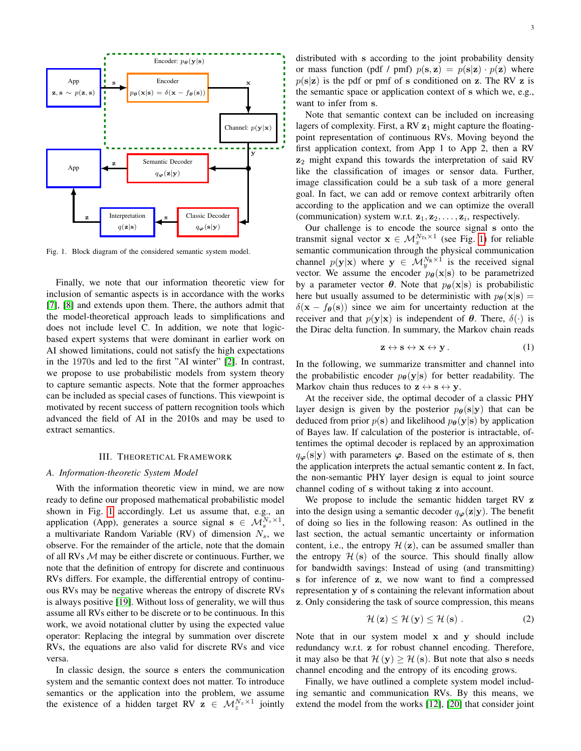Fig. 1. Block diagram of the considered semantic system model.

Finally, we note that our information theoretic view for inclusion of semantic aspects is in accordance with the works [7], [8] and extends upon them. There, the authors admit that the model-theoretical approach leads to simplifications and does not include level C. In addition, we note that logic-based expert systems that were dominant in earlier work on AI showed limitations, could not satisfy the high expectations in the 1970s and led to the first "AI winter" [2]. In contrast, we propose to use probabilistic models from system theory to capture semantic aspects. Note that the former approaches can be included as special cases of functions. This viewpoint is motivated by recent success of pattern recognition tools which advanced the field of AI in the 2010s and may be used to extract semantics.

## III. Theoretical Framework

### A. Information-theoretic System Model

With the information theoretic view in mind, we are now ready to define our proposed mathematical probabilistic model shown in Fig. 1 accordingly. Let us assume that, e.g., an application (App), generates a source signal $\mathbf{s} \in \mathcal{M}_s^{N_s \times 1}$, a multivariate Random Variable (RV) of dimension $N_s$, we observe. For the remainder of the article, note that the domain of all RVs $\mathcal{M}$ may be either discrete or continuous. Further, we note that the definition of entropy for discrete and continuous RVs differs. For example, the differential entropy of continuous RVs may be negative whereas the entropy of discrete RVs is always positive [19]. Without loss of generality, we will thus assume all RVs either to be discrete or to be continuous. In this work, we avoid notational clutter by using the expected value operator: Replacing the integral by summation over discrete RVs, the equations are also valid for discrete RVs and vice versa.

In classic design, the source $\mathbf{s}$ enters the communication system and the semantic context does not matter. To introduce semantics or the application into the problem, we assume the existence of a hidden target RV $\mathbf{z} \in \mathcal{M}_z^{N_z \times 1}$ jointly distributed with $\mathbf{s}$ according to the joint probability density or mass function (pdf / pmf) $p(\mathbf{s}, \mathbf{z}) = p(\mathbf{s}|\mathbf{z}) \cdot p(\mathbf{z})$ where $p(\mathbf{s}|\mathbf{z})$ is the pdf or pmf of $\mathbf{s}$ conditioned on $\mathbf{z}$. The RV $\mathbf{z}$ is the semantic space or application context of $\mathbf{s}$ which we, e.g., want to infer from $\mathbf{s}$.

Note that semantic context can be included on increasing lagers of complexity. First, a RV $\mathbf{z}_1$ might capture the floating-point representation of continuous RVs. Moving beyond the first application context, from App 1 to App 2, then a RV $\mathbf{z}_2$ might expand this towards the interpretation of said RV like the classification of images or sensor data. Further, image classification could be a sub task of a more general goal. In fact, we can add or remove context arbitrarily often according to the application and we can optimize the overall (communication) system w.r.t. $\mathbf{z}_1, \mathbf{z}_2, \ldots, \mathbf{z}_i$, respectively.

Our challenge is to encode the source signal $\mathbf{s}$ onto the transmit signal vector $\mathbf{x} \in \mathcal{M}_x^{N_{\mathrm{Tx}} \times 1}$ (see Fig. 1) for reliable semantic communication through the physical communication channel $p(\mathbf{y}|\mathbf{x})$ where $\mathbf{y} \in \mathcal{M}_y^{N_{\mathrm{R}} \times 1}$ is the received signal vector. We assume the encoder $p_{\boldsymbol{\theta}}(\mathbf{x}|\mathbf{s})$ to be parametrized by a parameter vector $\boldsymbol{\theta}$. Note that $p_{\boldsymbol{\theta}}(\mathbf{x}|\mathbf{s})$ is probabilistic here but usually assumed to be deterministic with $p_{\boldsymbol{\theta}}(\mathbf{x}|\mathbf{s}) = \delta(\mathbf{x} - f_{\boldsymbol{\theta}}(\mathbf{s}))$ since we aim for uncertainty reduction at the receiver and that $p(\mathbf{y}|\mathbf{x})$ is independent of $\boldsymbol{\theta}$. There, $\delta(\cdot)$ is the Dirac delta function. In summary, the Markov chain reads

$$\mathbf{z} \leftrightarrow \mathbf{s} \leftrightarrow \mathbf{x} \leftrightarrow \mathbf{y} \,. \tag{1}$$

In the following, we summarize transmitter and channel into the probabilistic encoder $p_{\boldsymbol{\theta}}(\mathbf{y}|\mathbf{s})$ for better readability. The Markov chain thus reduces to $\mathbf{z} \leftrightarrow \mathbf{s} \leftrightarrow \mathbf{y}$.

At the receiver side, the optimal decoder of a classic PHY layer design is given by the posterior $p_{\boldsymbol{\theta}}(\mathbf{s}|\mathbf{y})$ that can be deduced from prior $p(\mathbf{s})$ and likelihood $p_{\boldsymbol{\theta}}(\mathbf{y}|\mathbf{s})$ by application of Bayes law. If calculation of the posterior is intractable, oftentimes the optimal decoder is replaced by an approximation $q_{\boldsymbol{\varphi}}(\mathbf{s}|\mathbf{y})$ with parameters $\boldsymbol{\varphi}$. Based on the estimate of $\mathbf{s}$, then the application interprets the actual semantic content $\mathbf{z}$. In fact, the non-semantic PHY layer design is equal to joint source channel coding of $\mathbf{s}$ without taking $\mathbf{z}$ into account.

We propose to include the semantic hidden target RV $\mathbf{z}$ into the design using a semantic decoder $q_{\boldsymbol{\varphi}}(\mathbf{z}|\mathbf{y})$. The benefit of doing so lies in the following reason: As outlined in the last section, the actual semantic uncertainty or information content, i.e., the entropy $\mathcal{H}(\mathbf{z})$, can be assumed smaller than the entropy $\mathcal{H}(\mathbf{s})$ of the source. This should finally allow for bandwidth savings: Instead of using (and transmitting) $\mathbf{s}$ for inference of $\mathbf{z}$, we now want to find a compressed representation $\mathbf{y}$ of $\mathbf{s}$ containing the relevant information about $\mathbf{z}$. Only considering the task of source compression, this means

$$\mathcal{H}(\mathbf{z}) \leq \mathcal{H}(\mathbf{y}) \leq \mathcal{H}(\mathbf{s}) \,. \tag{2}$$

Note that in our system model $\mathbf{x}$ and $\mathbf{y}$ should include redundancy w.r.t. $\mathbf{z}$ for robust channel encoding. Therefore, it may also be that $\mathcal{H}(\mathbf{y}) \geq \mathcal{H}(\mathbf{s})$. But note that also $\mathbf{s}$ needs channel encoding and the entropy of its encoding grows.

Finally, we have outlined a complete system model including semantic and communication RVs. By this means, we extend the model from the works [12], [20] that consider joint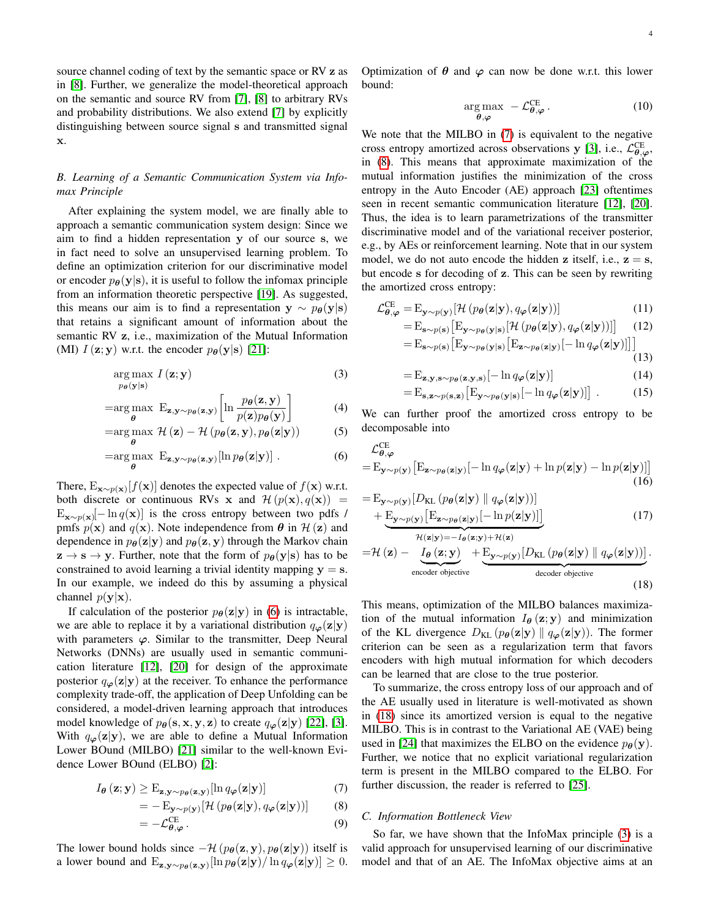source channel coding of text by the semantic space or RV $\mathbf{z}$ as in [8]. Further, we generalize the model-theoretical approach on the semantic and source RV from [7], [8] to arbitrary RVs and probability distributions. We also extend [7] by explicitly distinguishing between source signal $\mathbf{s}$ and transmitted signal $\mathbf{x}$.

### B. Learning of a Semantic Communication System via Infomax Principle

After explaining the system model, we are finally able to approach a semantic communication system design: Since we aim to find a hidden representation $\mathbf{y}$ of our source $\mathbf{s}$, we in fact need to solve an unsupervised learning problem. To define an optimization criterion for our discriminative model or encoder $p_{\boldsymbol{\theta}}(\mathbf{y}|\mathbf{s})$, it is useful to follow the infomax principle from an information theoretic perspective [19]. As suggested, this means our aim is to find a representation $\mathbf{y} \sim p_{\boldsymbol{\theta}}(\mathbf{y}|\mathbf{s})$ that retains a significant amount of information about the semantic RV $\mathbf{z}$, i.e., maximization of the Mutual Information (MI) $I(\mathbf{z};\mathbf{y})$ w.r.t. the encoder $p_{\boldsymbol{\theta}}(\mathbf{y}|\mathbf{s})$ [21]:

$$
\begin{aligned}
&\underset{p_{\boldsymbol{\theta}}(\mathbf{y}|\mathbf{s})}{\arg\max}\ I(\mathbf{z};\mathbf{y}) && (3)\\
=&\underset{\boldsymbol{\theta}}{\arg\max}\ \mathrm{E}_{\mathbf{z},\mathbf{y}\sim p_{\boldsymbol{\theta}}(\mathbf{z},\mathbf{y})}\left[\ln \frac{p_{\boldsymbol{\theta}}(\mathbf{z},\mathbf{y})}{p(\mathbf{z})p_{\boldsymbol{\theta}}(\mathbf{y})}\right] && (4)\\
=&\underset{\boldsymbol{\theta}}{\arg\max}\ \mathcal{H}(\mathbf{z}) - \mathcal{H}\left(p_{\boldsymbol{\theta}}(\mathbf{z},\mathbf{y}), p_{\boldsymbol{\theta}}(\mathbf{z}|\mathbf{y})\right) && (5)\\
=&\underset{\boldsymbol{\theta}}{\arg\max}\ \mathrm{E}_{\mathbf{z},\mathbf{y}\sim p_{\boldsymbol{\theta}}(\mathbf{z},\mathbf{y})}[\ln p_{\boldsymbol{\theta}}(\mathbf{z}|\mathbf{y})]\ . && (6)
\end{aligned}
$$

There, $\mathrm{E}_{\mathbf{x}\sim p(\mathbf{x})}[f(\mathbf{x})]$ denotes the expected value of $f(\mathbf{x})$ w.r.t. both discrete or continuous RVs $\mathbf{x}$ and $\mathcal{H}(p(\mathbf{x}), q(\mathbf{x})) = \mathrm{E}_{\mathbf{x}\sim p(\mathbf{x})}[-\ln q(\mathbf{x})]$ is the cross entropy between two pdfs / pmfs $p(\mathbf{x})$ and $q(\mathbf{x})$. Note independence from $\boldsymbol{\theta}$ in $\mathcal{H}(\mathbf{z})$ and dependence in $p_{\boldsymbol{\theta}}(\mathbf{z}|\mathbf{y})$ and $p_{\boldsymbol{\theta}}(\mathbf{z},\mathbf{y})$ through the Markov chain $\mathbf{z} \to \mathbf{s} \to \mathbf{y}$. Further, note that the form of $p_{\boldsymbol{\theta}}(\mathbf{y}|\mathbf{s})$ has to be constrained to avoid learning a trivial identity mapping $\mathbf{y} = \mathbf{s}$. In our example, we indeed do this by assuming a physical channel $p(\mathbf{y}|\mathbf{x})$.

If calculation of the posterior $p_{\boldsymbol{\theta}}(\mathbf{z}|\mathbf{y})$ in (6) is intractable, we are able to replace it by a variational distribution $q_{\boldsymbol{\varphi}}(\mathbf{z}|\mathbf{y})$ with parameters $\boldsymbol{\varphi}$. Similar to the transmitter, Deep Neural Networks (DNNs) are usually used in semantic communication literature [12], [20] for design of the approximate posterior $q_{\boldsymbol{\varphi}}(\mathbf{z}|\mathbf{y})$ at the receiver. To enhance the performance complexity trade-off, the application of Deep Unfolding can be considered, a model-driven learning approach that introduces model knowledge of $p_{\boldsymbol{\theta}}(\mathbf{s},\mathbf{x},\mathbf{y},\mathbf{z})$ to create $q_{\boldsymbol{\varphi}}(\mathbf{z}|\mathbf{y})$ [22], [3]. With $q_{\boldsymbol{\varphi}}(\mathbf{z}|\mathbf{y})$, we are able to define a Mutual Information Lower BOund (MILBO) [21] similar to the well-known Evidence Lower BOund (ELBO) [2]:

$$
\begin{aligned}
I_{\boldsymbol{\theta}}(\mathbf{z};\mathbf{y}) &\geq \mathrm{E}_{\mathbf{z},\mathbf{y}\sim p_{\boldsymbol{\theta}}(\mathbf{z},\mathbf{y})}[\ln q_{\boldsymbol{\varphi}}(\mathbf{z}|\mathbf{y})] && (7)\\
&= -\mathrm{E}_{\mathbf{y}\sim p(\mathbf{y})}[\mathcal{H}(p_{\boldsymbol{\theta}}(\mathbf{z}|\mathbf{y}), q_{\boldsymbol{\varphi}}(\mathbf{z}|\mathbf{y}))] && (8)\\
&= -\mathcal{L}^{\mathrm{CE}}_{\boldsymbol{\theta},\boldsymbol{\varphi}}\,. && (9)
\end{aligned}
$$

The lower bound holds since $-\mathcal{H}(p_{\boldsymbol{\theta}}(\mathbf{z},\mathbf{y}), p_{\boldsymbol{\theta}}(\mathbf{z}|\mathbf{y}))$ itself is a lower bound and $\mathrm{E}_{\mathbf{z},\mathbf{y}\sim p_{\boldsymbol{\theta}}(\mathbf{z},\mathbf{y})}[\ln p_{\boldsymbol{\theta}}(\mathbf{z}|\mathbf{y})/\ln q_{\boldsymbol{\varphi}}(\mathbf{z}|\mathbf{y})] \geq 0$. Optimization of $\boldsymbol{\theta}$ and $\boldsymbol{\varphi}$ can now be done w.r.t. this lower bound:

$$
\underset{\boldsymbol{\theta},\boldsymbol{\varphi}}{\arg\max}\ -\mathcal{L}^{\mathrm{CE}}_{\boldsymbol{\theta},\boldsymbol{\varphi}}\,. \tag{10}
$$

We note that the MILBO in (7) is equivalent to the negative cross entropy amortized across observations $\mathbf{y}$ [3], i.e., $\mathcal{L}^{\mathrm{CE}}_{\boldsymbol{\theta},\boldsymbol{\varphi}}$, in (8). This means that approximate maximization of the mutual information justifies the minimization of the cross entropy in the Auto Encoder (AE) approach [23] oftentimes seen in recent semantic communication literature [12], [20]. Thus, the idea is to learn parametrizations of the transmitter discriminative model and of the variational receiver posterior, e.g., by AEs or reinforcement learning. Note that in our system model, we do not auto encode the hidden $\mathbf{z}$ itself, i.e., $\mathbf{z} = \mathbf{s}$, but encode $\mathbf{s}$ for decoding of $\mathbf{z}$. This can be seen by rewriting the amortized cross entropy:

$$
\begin{aligned}
\mathcal{L}^{\mathrm{CE}}_{\boldsymbol{\theta},\boldsymbol{\varphi}} &= \mathrm{E}_{\mathbf{y}\sim p(\mathbf{y})}[\mathcal{H}(p_{\boldsymbol{\theta}}(\mathbf{z}|\mathbf{y}), q_{\boldsymbol{\varphi}}(\mathbf{z}|\mathbf{y}))] && (11)\\
&= \mathrm{E}_{\mathbf{s}\sim p(\mathbf{s})}\left[\mathrm{E}_{\mathbf{y}\sim p_{\boldsymbol{\theta}}(\mathbf{y}|\mathbf{s})}[\mathcal{H}(p_{\boldsymbol{\theta}}(\mathbf{z}|\mathbf{y}), q_{\boldsymbol{\varphi}}(\mathbf{z}|\mathbf{y}))]\right] && (12)\\
&= \mathrm{E}_{\mathbf{s}\sim p(\mathbf{s})}\left[\mathrm{E}_{\mathbf{y}\sim p_{\boldsymbol{\theta}}(\mathbf{y}|\mathbf{s})}\left[\mathrm{E}_{\mathbf{z}\sim p_{\boldsymbol{\theta}}(\mathbf{z}|\mathbf{y})}[-\ln q_{\boldsymbol{\varphi}}(\mathbf{z}|\mathbf{y})]\right]\right] && (13)\\
&= \mathrm{E}_{\mathbf{z},\mathbf{y},\mathbf{s}\sim p_{\boldsymbol{\theta}}(\mathbf{z},\mathbf{y},\mathbf{s})}[-\ln q_{\boldsymbol{\varphi}}(\mathbf{z}|\mathbf{y})] && (14)\\
&= \mathrm{E}_{\mathbf{s},\mathbf{z}\sim p(\mathbf{s},\mathbf{z})}\left[\mathrm{E}_{\mathbf{y}\sim p_{\boldsymbol{\theta}}(\mathbf{y}|\mathbf{s})}[-\ln q_{\boldsymbol{\varphi}}(\mathbf{z}|\mathbf{y})]\right]\,. && (15)
\end{aligned}
$$

We can further proof the amortized cross entropy to be decomposable into

$$
\begin{aligned}
&\mathcal{L}^{\mathrm{CE}}_{\boldsymbol{\theta},\boldsymbol{\varphi}}\\
&= \mathrm{E}_{\mathbf{y}\sim p(\mathbf{y})}\left[\mathrm{E}_{\mathbf{z}\sim p_{\boldsymbol{\theta}}(\mathbf{z}|\mathbf{y})}[-\ln q_{\boldsymbol{\varphi}}(\mathbf{z}|\mathbf{y}) + \ln p(\mathbf{z}|\mathbf{y}) - \ln p(\mathbf{z}|\mathbf{y})]\right] && (16)\\
&= \mathrm{E}_{\mathbf{y}\sim p(\mathbf{y})}[D_{\mathrm{KL}}(p_{\boldsymbol{\theta}}(\mathbf{z}|\mathbf{y}) \parallel q_{\boldsymbol{\varphi}}(\mathbf{z}|\mathbf{y}))]\\
&\quad + \underbrace{\mathrm{E}_{\mathbf{y}\sim p(\mathbf{y})}\left[\mathrm{E}_{\mathbf{z}\sim p_{\boldsymbol{\theta}}(\mathbf{z}|\mathbf{y})}[-\ln p(\mathbf{z}|\mathbf{y})]\right]}_{\mathcal{H}(\mathbf{z}|\mathbf{y}) = -I_{\boldsymbol{\theta}}(\mathbf{z};\mathbf{y}) + \mathcal{H}(\mathbf{z})} && (17)\\
&= \mathcal{H}(\mathbf{z}) - \underbrace{I_{\boldsymbol{\theta}}(\mathbf{z};\mathbf{y})}_{\text{encoder objective}} + \underbrace{\mathrm{E}_{\mathbf{y}\sim p(\mathbf{y})}[D_{\mathrm{KL}}(p_{\boldsymbol{\theta}}(\mathbf{z}|\mathbf{y}) \parallel q_{\boldsymbol{\varphi}}(\mathbf{z}|\mathbf{y}))]}_{\text{decoder objective}}\,. && (18)
\end{aligned}
$$

This means, optimization of the MILBO balances maximization of the mutual information $I_{\boldsymbol{\theta}}(\mathbf{z};\mathbf{y})$ and minimization of the KL divergence $D_{\mathrm{KL}}(p_{\boldsymbol{\theta}}(\mathbf{z}|\mathbf{y}) \parallel q_{\boldsymbol{\varphi}}(\mathbf{z}|\mathbf{y}))$. The former criterion can be seen as a regularization term that favors encoders with high mutual information for which decoders can be learned that are close to the true posterior.

To summarize, the cross entropy loss of our approach and of the AE usually used in literature is well-motivated as shown in (18) since its amortized version is equal to the negative MILBO. This is in contrast to the Variational AE (VAE) being used in [24] that maximizes the ELBO on the evidence $p_{\boldsymbol{\theta}}(\mathbf{y})$. Further, we notice that no explicit variational regularization term is present in the MILBO compared to the ELBO. For further discussion, the reader is referred to [25].

### C. Information Bottleneck View

So far, we have shown that the InfoMax principle (3) is a valid approach for unsupervised learning of our discriminative model and that of an AE. The InfoMax objective aims at an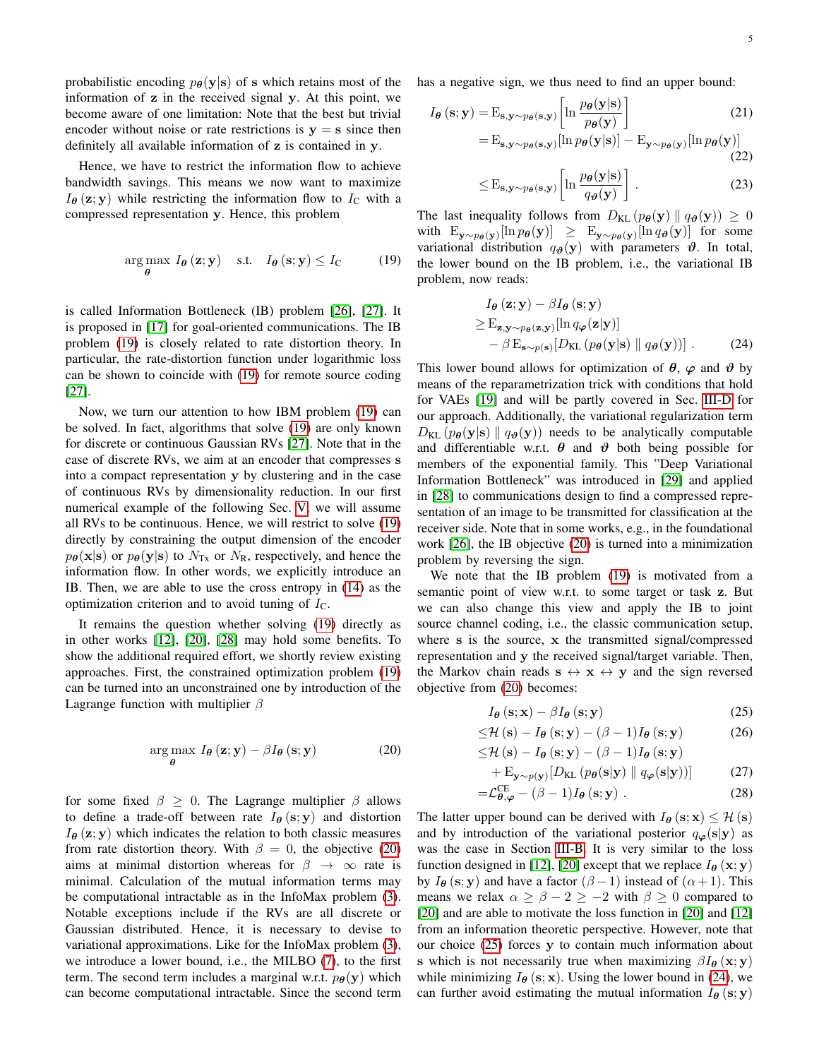probabilistic encoding $p_{\boldsymbol{\theta}}(\mathbf{y}|\mathbf{s})$ of $\mathbf{s}$ which retains most of the information of $\mathbf{z}$ in the received signal $\mathbf{y}$. At this point, we become aware of one limitation: Note that the best but trivial encoder without noise or rate restrictions is $\mathbf{y} = \mathbf{s}$ since then definitely all available information of $\mathbf{z}$ is contained in $\mathbf{y}$.

Hence, we have to restrict the information flow to achieve bandwidth savings. This means we now want to maximize $I_{\boldsymbol{\theta}}(\mathbf{z}; \mathbf{y})$ while restricting the information flow to $I_{\mathrm{C}}$ with a compressed representation $\mathbf{y}$. Hence, this problem

$$\arg\max_{\boldsymbol{\theta}} \; I_{\boldsymbol{\theta}}(\mathbf{z}; \mathbf{y}) \quad \text{s.t.} \quad I_{\boldsymbol{\theta}}(\mathbf{s}; \mathbf{y}) \leq I_{\mathrm{C}} \tag{19}$$

is called Information Bottleneck (IB) problem [26], [27]. It is proposed in [17] for goal-oriented communications. The IB problem (19) is closely related to rate distortion theory. In particular, the rate-distortion function under logarithmic loss can be shown to coincide with (19) for remote source coding [27].

Now, we turn our attention to how IBM problem (19) can be solved. In fact, algorithms that solve (19) are only known for discrete or continuous Gaussian RVs [27]. Note that in the case of discrete RVs, we aim at an encoder that compresses $\mathbf{s}$ into a compact representation $\mathbf{y}$ by clustering and in the case of continuous RVs by dimensionality reduction. In our first numerical example of the following Sec. V, we will assume all RVs to be continuous. Hence, we will restrict to solve (19) directly by constraining the output dimension of the encoder $p_{\boldsymbol{\theta}}(\mathbf{x}|\mathbf{s})$ or $p_{\boldsymbol{\theta}}(\mathbf{y}|\mathbf{s})$ to $N_{\mathrm{Tx}}$ or $N_{\mathrm{R}}$, respectively, and hence the information flow. In other words, we explicitly introduce an IB. Then, we are able to use the cross entropy in (14) as the optimization criterion and to avoid tuning of $I_{\mathrm{C}}$.

It remains the question whether solving (19) directly as in other works [12], [20], [28] may hold some benefits. To show the additional required effort, we shortly review existing approaches. First, the constrained optimization problem (19) can be turned into an unconstrained one by introduction of the Lagrange function with multiplier $\beta$

$$\arg\max_{\boldsymbol{\theta}} \; I_{\boldsymbol{\theta}}(\mathbf{z}; \mathbf{y}) - \beta I_{\boldsymbol{\theta}}(\mathbf{s}; \mathbf{y}) \tag{20}$$

for some fixed $\beta \geq 0$. The Lagrange multiplier $\beta$ allows to define a trade-off between rate $I_{\boldsymbol{\theta}}(\mathbf{s}; \mathbf{y})$ and distortion $I_{\boldsymbol{\theta}}(\mathbf{z}; \mathbf{y})$ which indicates the relation to both classic measures from rate distortion theory. With $\beta = 0$, the objective (20) aims at minimal distortion whereas for $\beta \to \infty$ rate is minimal. Calculation of the mutual information terms may be computational intractable as in the InfoMax problem (3). Notable exceptions include if the RVs are all discrete or Gaussian distributed. Hence, it is necessary to devise to variational approximations. Like for the InfoMax problem (3), we introduce a lower bound, i.e., the MILBO (7), to the first term. The second term includes a marginal w.r.t. $p_{\boldsymbol{\theta}}(\mathbf{y})$ which can become computational intractable. Since the second term has a negative sign, we thus need to find an upper bound:

$$I_{\boldsymbol{\theta}}(\mathbf{s}; \mathbf{y}) = \mathrm{E}_{\mathbf{s},\mathbf{y} \sim p_{\boldsymbol{\theta}}(\mathbf{s},\mathbf{y})}\left[\ln \frac{p_{\boldsymbol{\theta}}(\mathbf{y}|\mathbf{s})}{p_{\boldsymbol{\theta}}(\mathbf{y})}\right] \tag{21}$$

$$= \mathrm{E}_{\mathbf{s},\mathbf{y} \sim p_{\boldsymbol{\theta}}(\mathbf{s},\mathbf{y})}[\ln p_{\boldsymbol{\theta}}(\mathbf{y}|\mathbf{s})] - \mathrm{E}_{\mathbf{y} \sim p_{\boldsymbol{\theta}}(\mathbf{y})}[\ln p_{\boldsymbol{\theta}}(\mathbf{y})] \tag{22}$$

$$\leq \mathrm{E}_{\mathbf{s},\mathbf{y} \sim p_{\boldsymbol{\theta}}(\mathbf{s},\mathbf{y})}\left[\ln \frac{p_{\boldsymbol{\theta}}(\mathbf{y}|\mathbf{s})}{q_{\boldsymbol{\vartheta}}(\mathbf{y})}\right] . \tag{23}$$

The last inequality follows from $D_{\mathrm{KL}}(p_{\boldsymbol{\theta}}(\mathbf{y}) \parallel q_{\boldsymbol{\vartheta}}(\mathbf{y})) \geq 0$ with $\mathrm{E}_{\mathbf{y} \sim p_{\boldsymbol{\theta}}(\mathbf{y})}[\ln p_{\boldsymbol{\theta}}(\mathbf{y})] \geq \mathrm{E}_{\mathbf{y} \sim p_{\boldsymbol{\theta}}(\mathbf{y})}[\ln q_{\boldsymbol{\vartheta}}(\mathbf{y})]$ for some variational distribution $q_{\boldsymbol{\vartheta}}(\mathbf{y})$ with parameters $\boldsymbol{\vartheta}$. In total, the lower bound on the IB problem, i.e., the variational IB problem, now reads:

$$\begin{aligned} & I_{\boldsymbol{\theta}}(\mathbf{z}; \mathbf{y}) - \beta I_{\boldsymbol{\theta}}(\mathbf{s}; \mathbf{y}) \\ & \geq \mathrm{E}_{\mathbf{z},\mathbf{y} \sim p_{\boldsymbol{\theta}}(\mathbf{z},\mathbf{y})}[\ln q_{\boldsymbol{\varphi}}(\mathbf{z}|\mathbf{y})] \\ & \quad - \beta\, \mathrm{E}_{\mathbf{s} \sim p(\mathbf{s})}[D_{\mathrm{KL}}(p_{\boldsymbol{\theta}}(\mathbf{y}|\mathbf{s}) \parallel q_{\boldsymbol{\vartheta}}(\mathbf{y}))] . \end{aligned} \tag{24}$$

This lower bound allows for optimization of $\boldsymbol{\theta}$, $\boldsymbol{\varphi}$ and $\boldsymbol{\vartheta}$ by means of the reparametrization trick with conditions that hold for VAEs [19] and will be partly covered in Sec. III-D for our approach. Additionally, the variational regularization term $D_{\mathrm{KL}}(p_{\boldsymbol{\theta}}(\mathbf{y}|\mathbf{s}) \parallel q_{\boldsymbol{\vartheta}}(\mathbf{y}))$ needs to be analytically computable and differentiable w.r.t. $\boldsymbol{\theta}$ and $\boldsymbol{\vartheta}$ both being possible for members of the exponential family. This "Deep Variational Information Bottleneck" was introduced in [29] and applied in [28] to communications design to find a compressed representation of an image to be transmitted for classification at the receiver side. Note that in some works, e.g., in the foundational work [26], the IB objective (20) is turned into a minimization problem by reversing the sign.

We note that the IB problem (19) is motivated from a semantic point of view w.r.t. to some target or task $\mathbf{z}$. But we can also change this view and apply the IB to joint source channel coding, i.e., the classic communication setup, where $\mathbf{s}$ is the source, $\mathbf{x}$ the transmitted signal/compressed representation and $\mathbf{y}$ the received signal/target variable. Then, the Markov chain reads $\mathbf{s} \leftrightarrow \mathbf{x} \leftrightarrow \mathbf{y}$ and the sign reversed objective from (20) becomes:

$$\begin{aligned} & I_{\boldsymbol{\theta}}(\mathbf{s}; \mathbf{x}) - \beta I_{\boldsymbol{\theta}}(\mathbf{s}; \mathbf{y}) && (25) \\ \leq & \mathcal{H}(\mathbf{s}) - I_{\boldsymbol{\theta}}(\mathbf{s}; \mathbf{y}) - (\beta - 1) I_{\boldsymbol{\theta}}(\mathbf{s}; \mathbf{y}) && (26) \\ \leq & \mathcal{H}(\mathbf{s}) - I_{\boldsymbol{\theta}}(\mathbf{s}; \mathbf{y}) - (\beta - 1) I_{\boldsymbol{\theta}}(\mathbf{s}; \mathbf{y}) \\ & + \mathrm{E}_{\mathbf{y} \sim p(\mathbf{y})}[D_{\mathrm{KL}}(p_{\boldsymbol{\theta}}(\mathbf{s}|\mathbf{y}) \parallel q_{\boldsymbol{\varphi}}(\mathbf{s}|\mathbf{y}))] && (27) \\ = & \mathcal{L}^{\mathrm{CE}}_{\boldsymbol{\theta},\boldsymbol{\varphi}} - (\beta - 1) I_{\boldsymbol{\theta}}(\mathbf{s}; \mathbf{y}) . && (28) \end{aligned}$$

The latter upper bound can be derived with $I_{\boldsymbol{\theta}}(\mathbf{s}; \mathbf{x}) \leq \mathcal{H}(\mathbf{s})$ and by introduction of the variational posterior $q_{\boldsymbol{\varphi}}(\mathbf{s}|\mathbf{y})$ as was the case in Section III-B. It is very similar to the loss function designed in [12], [20] except that we replace $I_{\boldsymbol{\theta}}(\mathbf{x}; \mathbf{y})$ by $I_{\boldsymbol{\theta}}(\mathbf{s}; \mathbf{y})$ and have a factor $(\beta - 1)$ instead of $(\alpha + 1)$. This means we relax $\alpha \geq \beta - 2 \geq -2$ with $\beta \geq 0$ compared to [20] and are able to motivate the loss function in [20] and [12] from an information theoretic perspective. However, note that our choice (25) forces $\mathbf{y}$ to contain much information about $\mathbf{s}$ which is not necessarily true when maximizing $\beta I_{\boldsymbol{\theta}}(\mathbf{x}; \mathbf{y})$ while minimizing $I_{\boldsymbol{\theta}}(\mathbf{s}; \mathbf{x})$. Using the lower bound in (24), we can further avoid estimating the mutual information $I_{\boldsymbol{\theta}}(\mathbf{s}; \mathbf{y})$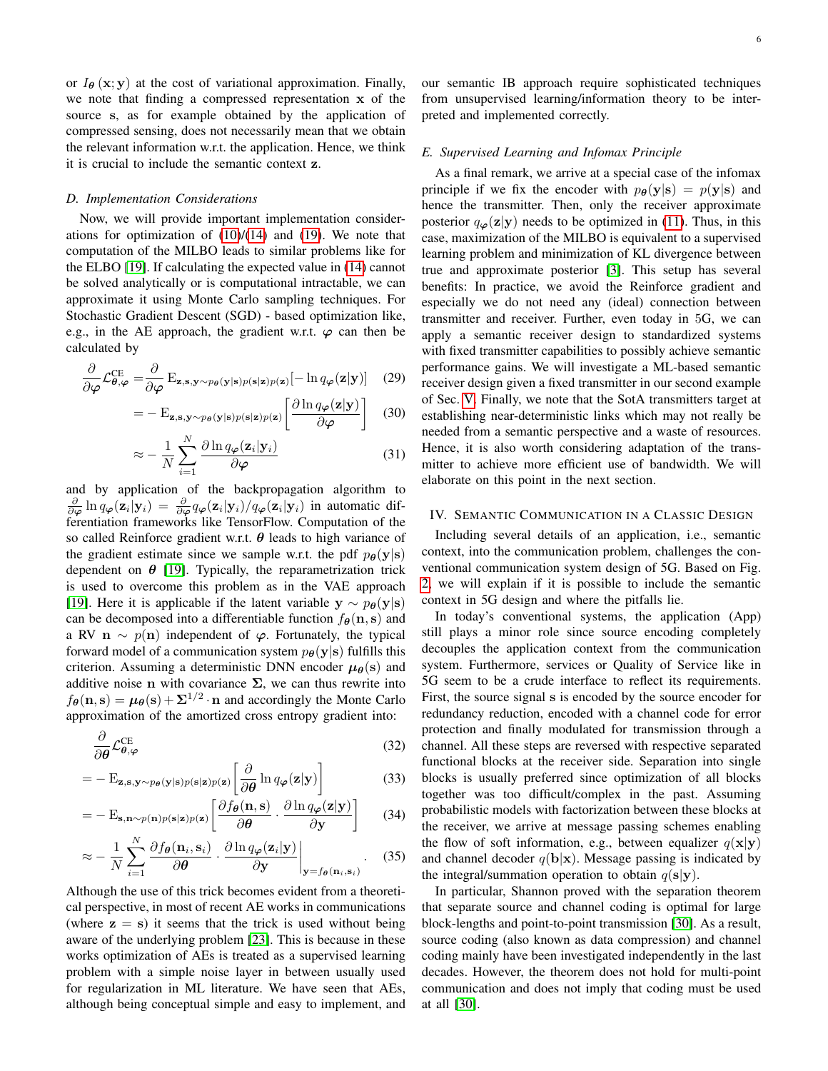or $I_{\boldsymbol{\theta}}(\mathbf{x};\mathbf{y})$ at the cost of variational approximation. Finally, we note that finding a compressed representation $\mathbf{x}$ of the source $\mathbf{s}$, as for example obtained by the application of compressed sensing, does not necessarily mean that we obtain the relevant information w.r.t. the application. Hence, we think it is crucial to include the semantic context $\mathbf{z}$.

### D. Implementation Considerations

Now, we will provide important implementation considerations for optimization of (10)/(14) and (19). We note that computation of the MILBO leads to similar problems like for the ELBO [19]. If calculating the expected value in (14) cannot be solved analytically or is computational intractable, we can approximate it using Monte Carlo sampling techniques. For Stochastic Gradient Descent (SGD) - based optimization like, e.g., in the AE approach, the gradient w.r.t. $\boldsymbol{\varphi}$ can then be calculated by

$$\frac{\partial}{\partial \boldsymbol{\varphi}}\mathcal{L}^{\text{CE}}_{\boldsymbol{\theta},\boldsymbol{\varphi}} = \frac{\partial}{\partial \boldsymbol{\varphi}} \mathrm{E}_{\mathbf{z},\mathbf{s},\mathbf{y}\sim p_{\boldsymbol{\theta}}(\mathbf{y}|\mathbf{s})p(\mathbf{s}|\mathbf{z})p(\mathbf{z})}[-\ln q_{\boldsymbol{\varphi}}(\mathbf{z}|\mathbf{y})] \tag{29}$$

$$= -\mathrm{E}_{\mathbf{z},\mathbf{s},\mathbf{y}\sim p_{\boldsymbol{\theta}}(\mathbf{y}|\mathbf{s})p(\mathbf{s}|\mathbf{z})p(\mathbf{z})}\left[\frac{\partial \ln q_{\boldsymbol{\varphi}}(\mathbf{z}|\mathbf{y})}{\partial \boldsymbol{\varphi}}\right] \tag{30}$$

$$\approx -\frac{1}{N}\sum_{i=1}^{N}\frac{\partial \ln q_{\boldsymbol{\varphi}}(\mathbf{z}_i|\mathbf{y}_i)}{\partial \boldsymbol{\varphi}} \tag{31}$$

and by application of the backpropagation algorithm to $\frac{\partial}{\partial \boldsymbol{\varphi}}\ln q_{\boldsymbol{\varphi}}(\mathbf{z}_i|\mathbf{y}_i) = \frac{\partial}{\partial \boldsymbol{\varphi}} q_{\boldsymbol{\varphi}}(\mathbf{z}_i|\mathbf{y}_i)/q_{\boldsymbol{\varphi}}(\mathbf{z}_i|\mathbf{y}_i)$ in automatic differentiation frameworks like TensorFlow. Computation of the so called Reinforce gradient w.r.t. $\boldsymbol{\theta}$ leads to high variance of the gradient estimate since we sample w.r.t. the pdf $p_{\boldsymbol{\theta}}(\mathbf{y}|\mathbf{s})$ dependent on $\boldsymbol{\theta}$ [19]. Typically, the reparametrization trick is used to overcome this problem as in the VAE approach [19]. Here it is applicable if the latent variable $\mathbf{y}\sim p_{\boldsymbol{\theta}}(\mathbf{y}|\mathbf{s})$ can be decomposed into a differentiable function $f_{\boldsymbol{\theta}}(\mathbf{n},\mathbf{s})$ and a RV $\mathbf{n}\sim p(\mathbf{n})$ independent of $\boldsymbol{\varphi}$. Fortunately, the typical forward model of a communication system $p_{\boldsymbol{\theta}}(\mathbf{y}|\mathbf{s})$ fulfills this criterion. Assuming a deterministic DNN encoder $\boldsymbol{\mu}_{\boldsymbol{\theta}}(\mathbf{s})$ and additive noise $\mathbf{n}$ with covariance $\boldsymbol{\Sigma}$, we can thus rewrite into $f_{\boldsymbol{\theta}}(\mathbf{n},\mathbf{s}) = \boldsymbol{\mu}_{\boldsymbol{\theta}}(\mathbf{s}) + \boldsymbol{\Sigma}^{1/2}\cdot\mathbf{n}$ and accordingly the Monte Carlo approximation of the amortized cross entropy gradient into:

$$\frac{\partial}{\partial \boldsymbol{\theta}}\mathcal{L}^{\text{CE}}_{\boldsymbol{\theta},\boldsymbol{\varphi}} \tag{32}$$

$$= -\mathrm{E}_{\mathbf{z},\mathbf{s},\mathbf{y}\sim p_{\boldsymbol{\theta}}(\mathbf{y}|\mathbf{s})p(\mathbf{s}|\mathbf{z})p(\mathbf{z})}\left[\frac{\partial}{\partial \boldsymbol{\theta}}\ln q_{\boldsymbol{\varphi}}(\mathbf{z}|\mathbf{y})\right] \tag{33}$$

$$= -\mathrm{E}_{\mathbf{s},\mathbf{n}\sim p(\mathbf{n})p(\mathbf{s}|\mathbf{z})p(\mathbf{z})}\left[\frac{\partial f_{\boldsymbol{\theta}}(\mathbf{n},\mathbf{s})}{\partial \boldsymbol{\theta}}\cdot\frac{\partial \ln q_{\boldsymbol{\varphi}}(\mathbf{z}|\mathbf{y})}{\partial \mathbf{y}}\right] \tag{34}$$

$$\approx -\frac{1}{N}\sum_{i=1}^{N}\frac{\partial f_{\boldsymbol{\theta}}(\mathbf{n}_i,\mathbf{s}_i)}{\partial \boldsymbol{\theta}}\cdot\left.\frac{\partial \ln q_{\boldsymbol{\varphi}}(\mathbf{z}_i|\mathbf{y})}{\partial \mathbf{y}}\right|_{\mathbf{y}=f_{\boldsymbol{\theta}}(\mathbf{n}_i,\mathbf{s}_i)}. \tag{35}$$

Although the use of this trick becomes evident from a theoretical perspective, in most of recent AE works in communications (where $\mathbf{z}=\mathbf{s}$) it seems that the trick is used without being aware of the underlying problem [23]. This is because in these works optimization of AEs is treated as a supervised learning problem with a simple noise layer in between usually used for regularization in ML literature. We have seen that AEs, although being conceptual simple and easy to implement, and our semantic IB approach require sophisticated techniques from unsupervised learning/information theory to be interpreted and implemented correctly.

### E. Supervised Learning and Infomax Principle

As a final remark, we arrive at a special case of the infomax principle if we fix the encoder with $p_{\boldsymbol{\theta}}(\mathbf{y}|\mathbf{s}) = p(\mathbf{y}|\mathbf{s})$ and hence the transmitter. Then, only the receiver approximate posterior $q_{\boldsymbol{\varphi}}(\mathbf{z}|\mathbf{y})$ needs to be optimized in (11). Thus, in this case, maximization of the MILBO is equivalent to a supervised learning problem and minimization of KL divergence between true and approximate posterior [3]. This setup has several benefits: In practice, we avoid the Reinforce gradient and especially we do not need any (ideal) connection between transmitter and receiver. Further, even today in 5G, we can apply a semantic receiver design to standardized systems with fixed transmitter capabilities to possibly achieve semantic performance gains. We will investigate a ML-based semantic receiver design given a fixed transmitter in our second example of Sec. V. Finally, we note that the SotA transmitters target at establishing near-deterministic links which may not really be needed from a semantic perspective and a waste of resources. Hence, it is also worth considering adaptation of the transmitter to achieve more efficient use of bandwidth. We will elaborate on this point in the next section.

## IV. Semantic Communication in a Classic Design

Including several details of an application, i.e., semantic context, into the communication problem, challenges the conventional communication system design of 5G. Based on Fig. 2, we will explain if it is possible to include the semantic context in 5G design and where the pitfalls lie.

In today's conventional systems, the application (App) still plays a minor role since source encoding completely decouples the application context from the communication system. Furthermore, services or Quality of Service like in 5G seem to be a crude interface to reflect its requirements. First, the source signal $\mathbf{s}$ is encoded by the source encoder for redundancy reduction, encoded with a channel code for error protection and finally modulated for transmission through a channel. All these steps are reversed with respective separated functional blocks at the receiver side. Separation into single blocks is usually preferred since optimization of all blocks together was too difficult/complex in the past. Assuming probabilistic models with factorization between these blocks at the receiver, we arrive at message passing schemes enabling the flow of soft information, e.g., between equalizer $q(\mathbf{x}|\mathbf{y})$ and channel decoder $q(\mathbf{b}|\mathbf{x})$. Message passing is indicated by the integral/summation operation to obtain $q(\mathbf{s}|\mathbf{y})$.

In particular, Shannon proved with the separation theorem that separate source and channel coding is optimal for large block-lengths and point-to-point transmission [30]. As a result, source coding (also known as data compression) and channel coding mainly have been investigated independently in the last decades. However, the theorem does not hold for multi-point communication and does not imply that coding must be used at all [30].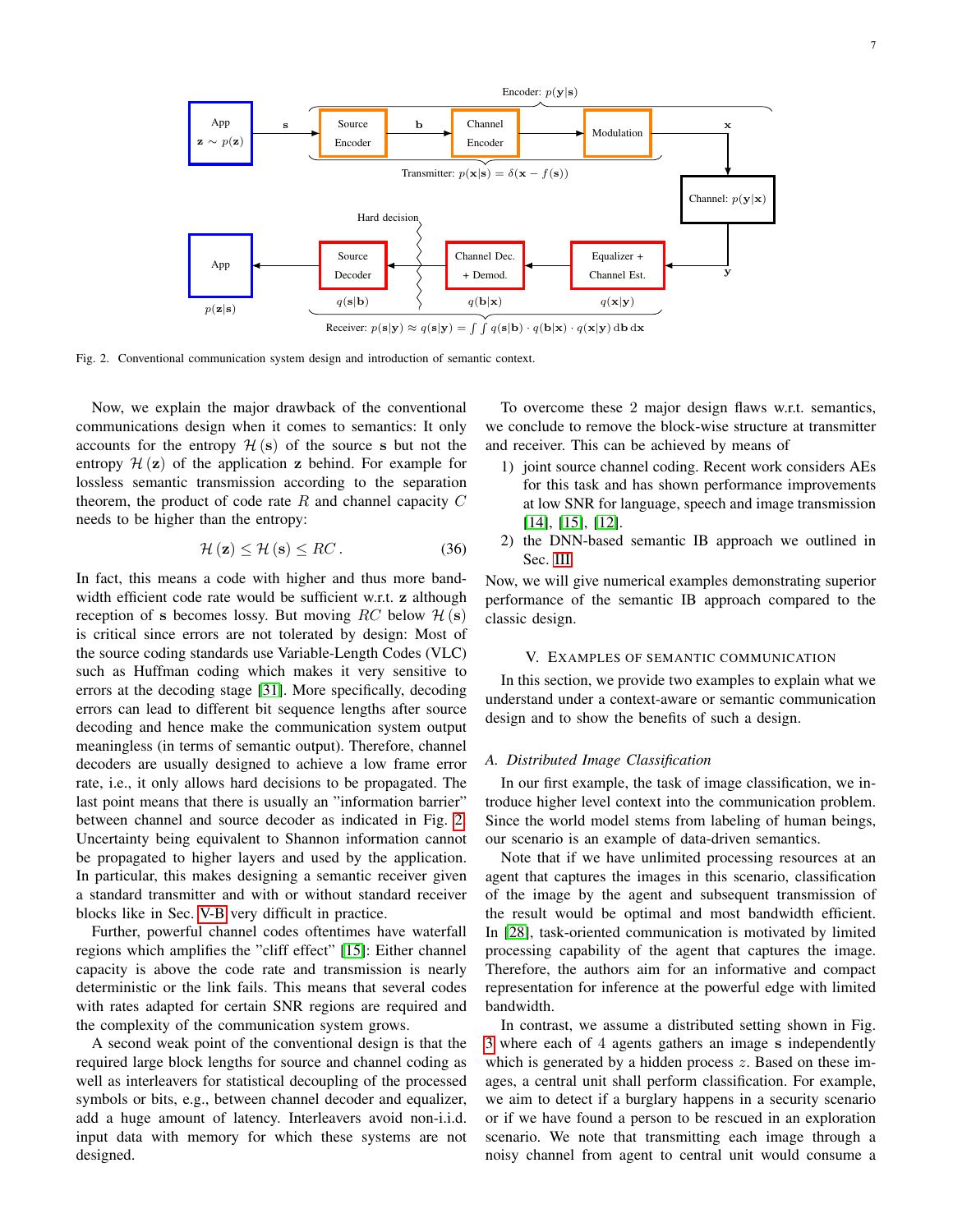Fig. 2. Conventional communication system design and introduction of semantic context.

Now, we explain the major drawback of the conventional communications design when it comes to semantics: It only accounts for the entropy $\mathcal{H}(\mathbf{s})$ of the source $\mathbf{s}$ but not the entropy $\mathcal{H}(\mathbf{z})$ of the application $\mathbf{z}$ behind. For example for lossless semantic transmission according to the separation theorem, the product of code rate $R$ and channel capacity $C$ needs to be higher than the entropy:

$$\mathcal{H}(\mathbf{z}) \leq \mathcal{H}(\mathbf{s}) \leq RC\,. \tag{36}$$

In fact, this means a code with higher and thus more bandwidth efficient code rate would be sufficient w.r.t. $\mathbf{z}$ although reception of $\mathbf{s}$ becomes lossy. But moving $RC$ below $\mathcal{H}(\mathbf{s})$ is critical since errors are not tolerated by design: Most of the source coding standards use Variable-Length Codes (VLC) such as Huffman coding which makes it very sensitive to errors at the decoding stage [31]. More specifically, decoding errors can lead to different bit sequence lengths after source decoding and hence make the communication system output meaningless (in terms of semantic output). Therefore, channel decoders are usually designed to achieve a low frame error rate, i.e., it only allows hard decisions to be propagated. The last point means that there is usually an "information barrier" between channel and source decoder as indicated in Fig. 2. Uncertainty being equivalent to Shannon information cannot be propagated to higher layers and used by the application. In particular, this makes designing a semantic receiver given a standard transmitter and with or without standard receiver blocks like in Sec. V-B very difficult in practice.

Further, powerful channel codes oftentimes have waterfall regions which amplifies the "cliff effect" [15]: Either channel capacity is above the code rate and transmission is nearly deterministic or the link fails. This means that several codes with rates adapted for certain SNR regions are required and the complexity of the communication system grows.

A second weak point of the conventional design is that the required large block lengths for source and channel coding as well as interleavers for statistical decoupling of the processed symbols or bits, e.g., between channel decoder and equalizer, add a huge amount of latency. Interleavers avoid non-i.i.d. input data with memory for which these systems are not designed.

To overcome these 2 major design flaws w.r.t. semantics, we conclude to remove the block-wise structure at transmitter and receiver. This can be achieved by means of

1) joint source channel coding. Recent work considers AEs for this task and has shown performance improvements at low SNR for language, speech and image transmission [14], [15], [12].
2) the DNN-based semantic IB approach we outlined in Sec. III.

Now, we will give numerical examples demonstrating superior performance of the semantic IB approach compared to the classic design.

## V. Examples of Semantic Communication

In this section, we provide two examples to explain what we understand under a context-aware or semantic communication design and to show the benefits of such a design.

### A. Distributed Image Classification

In our first example, the task of image classification, we introduce higher level context into the communication problem. Since the world model stems from labeling of human beings, our scenario is an example of data-driven semantics.

Note that if we have unlimited processing resources at an agent that captures the images in this scenario, classification of the image by the agent and subsequent transmission of the result would be optimal and most bandwidth efficient. In [28], task-oriented communication is motivated by limited processing capability of the agent that captures the image. Therefore, the authors aim for an informative and compact representation for inference at the powerful edge with limited bandwidth.

In contrast, we assume a distributed setting shown in Fig. 3 where each of 4 agents gathers an image $\mathbf{s}$ independently which is generated by a hidden process $z$. Based on these images, a central unit shall perform classification. For example, we aim to detect if a burglary happens in a security scenario or if we have found a person to be rescued in an exploration scenario. We note that transmitting each image through a noisy channel from agent to central unit would consume a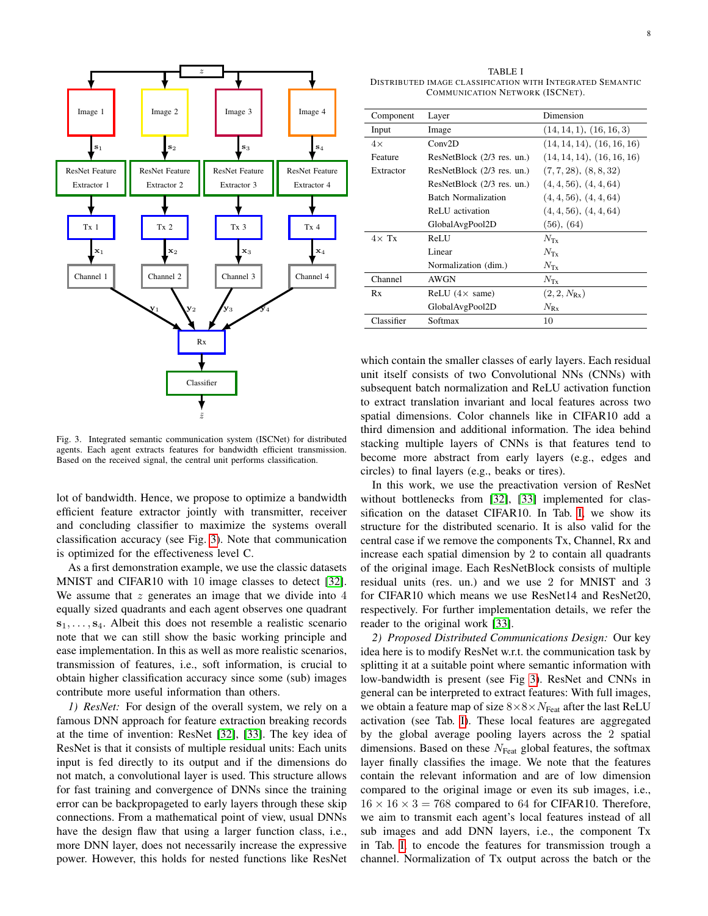z

Image 1 | Image 2 | Image 3 | Image 4

$\mathbf{s}_1$ $\mathbf{s}_2$ $\mathbf{s}_3$ $\mathbf{s}_4$

ResNet Feature Extractor 1 | ResNet Feature Extractor 2 | ResNet Feature Extractor 3 | ResNet Feature Extractor 4

Tx 1 | Tx 2 | Tx 3 | Tx 4

$\mathbf{x}_1$ $\mathbf{x}_2$ $\mathbf{x}_3$ $\mathbf{x}_4$

Channel 1 | Channel 2 | Channel 3 | Channel 4

$\mathbf{y}_1$ $\mathbf{y}_2$ $\mathbf{y}_3$ $\mathbf{y}_4$

Rx

Classifier

$\tilde{z}$

Fig. 3. Integrated semantic communication system (ISCNet) for distributed agents. Each agent extracts features for bandwidth efficient transmission. Based on the received signal, the central unit performs classification.

lot of bandwidth. Hence, we propose to optimize a bandwidth efficient feature extractor jointly with transmitter, receiver and concluding classifier to maximize the systems overall classification accuracy (see Fig. 3). Note that communication is optimized for the effectiveness level C.

As a first demonstration example, we use the classic datasets MNIST and CIFAR10 with 10 image classes to detect [32]. We assume that $z$ generates an image that we divide into 4 equally sized quadrants and each agent observes one quadrant $\mathbf{s}_1, \ldots, \mathbf{s}_4$. Albeit this does not resemble a realistic scenario note that we can still show the basic working principle and ease implementation. In this as well as more realistic scenarios, transmission of features, i.e., soft information, is crucial to obtain higher classification accuracy since some (sub) images contribute more useful information than others.

*1) ResNet:* For design of the overall system, we rely on a famous DNN approach for feature extraction breaking records at the time of invention: ResNet [32], [33]. The key idea of ResNet is that it consists of multiple residual units: Each units input is fed directly to its output and if the dimensions do not match, a convolutional layer is used. This structure allows for fast training and convergence of DNNs since the training error can be backpropagated to early layers through these skip connections. From a mathematical point of view, usual DNNs have the design flaw that using a larger function class, i.e., more DNN layer, does not necessarily increase the expressive power. However, this holds for nested functions like ResNet

TABLE I
DISTRIBUTED IMAGE CLASSIFICATION WITH INTEGRATED SEMANTIC COMMUNICATION NETWORK (ISCNET).

| Component | Layer | Dimension |
|---|---|---|
| Input | Image | $(14, 14, 1)$, $(16, 16, 3)$ |
| 4× | Conv2D | $(14, 14, 14)$, $(16, 16, 16)$ |
| Feature | ResNetBlock (2/3 res. un.) | $(14, 14, 14)$, $(16, 16, 16)$ |
| Extractor | ResNetBlock (2/3 res. un.) | $(7, 7, 28)$, $(8, 8, 32)$ |
| | ResNetBlock (2/3 res. un.) | $(4, 4, 56)$, $(4, 4, 64)$ |
| | Batch Normalization | $(4, 4, 56)$, $(4, 4, 64)$ |
| | ReLU activation | $(4, 4, 56)$, $(4, 4, 64)$ |
| | GlobalAvgPool2D | $(56)$, $(64)$ |
| 4× Tx | ReLU | $N_{\text{Tx}}$ |
| | Linear | $N_{\text{Tx}}$ |
| | Normalization (dim.) | $N_{\text{Tx}}$ |
| Channel | AWGN | $N_{\text{Tx}}$ |
| Rx | ReLU (4× same) | $(2, 2, N_{\text{Rx}})$ |
| | GlobalAvgPool2D | $N_{\text{Rx}}$ |
| Classifier | Softmax | 10 |

which contain the smaller classes of early layers. Each residual unit itself consists of two Convolutional NNs (CNNs) with subsequent batch normalization and ReLU activation function to extract translation invariant and local features across two spatial dimensions. Color channels like in CIFAR10 add a third dimension and additional information. The idea behind stacking multiple layers of CNNs is that features tend to become more abstract from early layers (e.g., edges and circles) to final layers (e.g., beaks or tires).

In this work, we use the preactivation version of ResNet without bottlenecks from [32], [33] implemented for classification on the dataset CIFAR10. In Tab. I, we show its structure for the distributed scenario. It is also valid for the central case if we remove the components Tx, Channel, Rx and increase each spatial dimension by 2 to contain all quadrants of the original image. Each ResNetBlock consists of multiple residual units (res. un.) and we use 2 for MNIST and 3 for CIFAR10 which means we use ResNet14 and ResNet20, respectively. For further implementation details, we refer the reader to the original work [33].

*2) Proposed Distributed Communications Design:* Our key idea here is to modify ResNet w.r.t. the communication task by splitting it at a suitable point where semantic information with low-bandwidth is present (see Fig 3). ResNet and CNNs in general can be interpreted to extract features: With full images, we obtain a feature map of size $8 \times 8 \times N_{\text{Feat}}$ after the last ReLU activation (see Tab. I). These local features are aggregated by the global average pooling layers across the 2 spatial dimensions. Based on these $N_{\text{Feat}}$ global features, the softmax layer finally classifies the image. We note that the features contain the relevant information and are of low dimension compared to the original image or even its sub images, i.e., $16 \times 16 \times 3 = 768$ compared to 64 for CIFAR10. Therefore, we aim to transmit each agent's local features instead of all sub images and add DNN layers, i.e., the component Tx in Tab. I to encode the features for transmission trough a channel. Normalization of Tx output across the batch or the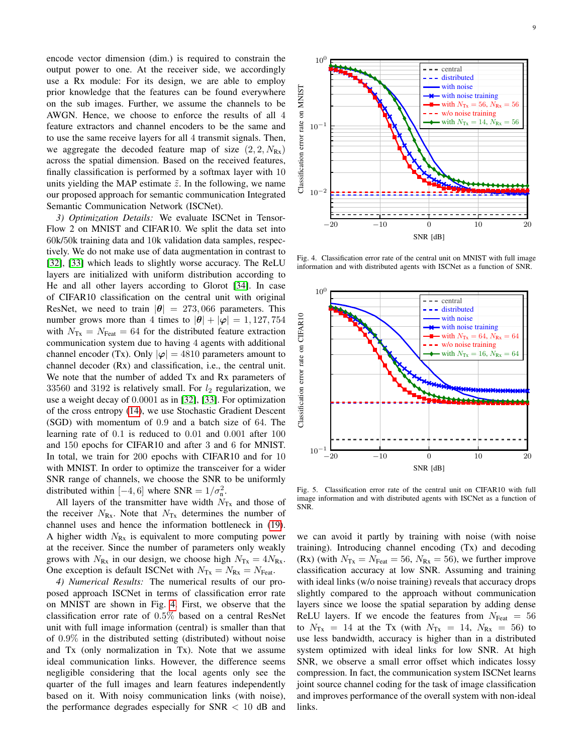encode vector dimension (dim.) is required to constrain the output power to one. At the receiver side, we accordingly use a Rx module: For its design, we are able to employ prior knowledge that the features can be found everywhere on the sub images. Further, we assume the channels to be AWGN. Hence, we choose to enforce the results of all 4 feature extractors and channel encoders to be the same and to use the same receive layers for all 4 transmit signals. Then, we aggregate the decoded feature map of size $(2, 2, N_{\text{Rx}})$ across the spatial dimension. Based on the received features, finally classification is performed by a softmax layer with 10 units yielding the MAP estimate $\tilde{z}$. In the following, we name our proposed approach for semantic communication Integrated Semantic Communication Network (ISCNet).

*3) Optimization Details:* We evaluate ISCNet in TensorFlow 2 on MNIST and CIFAR10. We split the data set into 60k/50k training data and 10k validation data samples, respectively. We do not make use of data augmentation in contrast to [32], [33] which leads to slightly worse accuracy. The ReLU layers are initialized with uniform distribution according to He and all other layers according to Glorot [34]. In case of CIFAR10 classification on the central unit with original ResNet, we need to train $|\boldsymbol{\theta}| = 273,066$ parameters. This number grows more than 4 times to $|\boldsymbol{\theta}| + |\boldsymbol{\varphi}| = 1,127,754$ with $N_{\text{Tx}} = N_{\text{Feat}} = 64$ for the distributed feature extraction communication system due to having 4 agents with additional channel encoder (Tx). Only $|\boldsymbol{\varphi}| = 4810$ parameters amount to channel decoder (Rx) and classification, i.e., the central unit. We note that the number of added Tx and Rx parameters of 33560 and 3192 is relatively small. For $l_2$ regularization, we use a weight decay of 0.0001 as in [32], [33]. For optimization of the cross entropy (14), we use Stochastic Gradient Descent (SGD) with momentum of 0.9 and a batch size of 64. The learning rate of 0.1 is reduced to 0.01 and 0.001 after 100 and 150 epochs for CIFAR10 and after 3 and 6 for MNIST. In total, we train for 200 epochs with CIFAR10 and for 10 with MNIST. In order to optimize the transceiver for a wider SNR range of channels, we choose the SNR to be uniformly distributed within $[-4, 6]$ where $\text{SNR} = 1/\sigma_{\text{n}}^2$.

All layers of the transmitter have width $N_{\text{Tx}}$ and those of the receiver $N_{\text{Rx}}$. Note that $N_{\text{Tx}}$ determines the number of channel uses and hence the information bottleneck in (19). A higher width $N_{\text{Rx}}$ is equivalent to more computing power at the receiver. Since the number of parameters only weakly grows with $N_{\text{Rx}}$ in our design, we choose high $N_{\text{Tx}} = 4N_{\text{Rx}}$. One exception is default ISCNet with $N_{\text{Tx}} = N_{\text{Rx}} = N_{\text{Feat}}$.

*4) Numerical Results:* The numerical results of our proposed approach ISCNet in terms of classification error rate on MNIST are shown in Fig. 4. First, we observe that the classification error rate of 0.5% based on a central ResNet unit with full image information (central) is smaller than that of 0.9% in the distributed setting (distributed) without noise and Tx (only normalization in Tx). Note that we assume ideal communication links. However, the difference seems negligible considering that the local agents only see the quarter of the full images and learn features independently based on it. With noisy communication links (with noise), the performance degrades especially for SNR $<$ 10 dB and we can avoid it partly by training with noise (with noise training). Introducing channel encoding (Tx) and decoding (Rx) (with $N_{\text{Tx}} = N_{\text{Feat}} = 56$, $N_{\text{Rx}} = 56$), we further improve classification accuracy at low SNR. Assuming and training with ideal links (w/o noise training) reveals that accuracy drops slightly compared to the approach without communication layers since we loose the spatial separation by adding dense ReLU layers. If we encode the features from $N_{\text{Feat}} = 56$ to $N_{\text{Tx}} = 14$ at the Tx (with $N_{\text{Tx}} = 14$, $N_{\text{Rx}} = 56$) to use less bandwidth, accuracy is higher than in a distributed system optimized with ideal links for low SNR. At high SNR, we observe a small error offset which indicates lossy compression. In fact, the communication system ISCNet learns joint source channel coding for the task of image classification and improves performance of the overall system with non-ideal links.

Fig. 4. Classification error rate of the central unit on MNIST with full image information and with distributed agents with ISCNet as a function of SNR.

Fig. 5. Classification error rate of the central unit on CIFAR10 with full image information and with distributed agents with ISCNet as a function of SNR.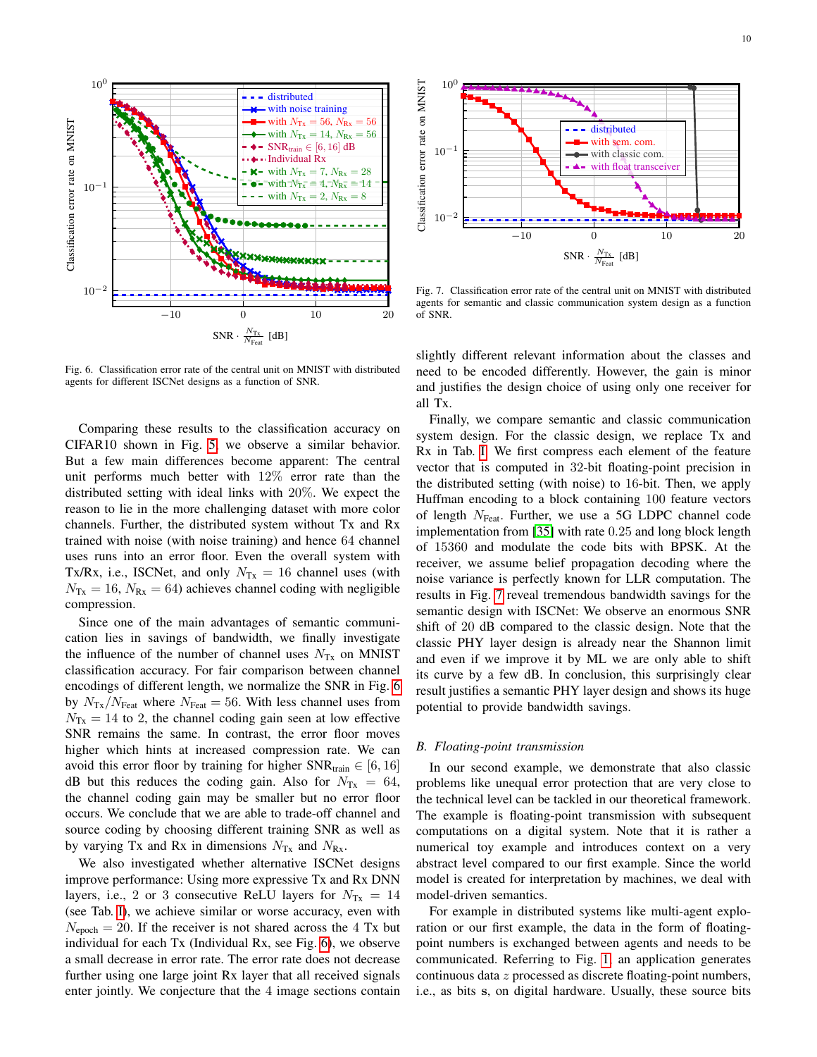Classification error rate on MNIST

$10^0$

$10^{-1}$

$10^{-2}$

−10

0

10

20

$\text{SNR} \cdot \frac{N_{\text{Tx}}}{N_{\text{Feat}}}$ [dB]

distributed

with noise training

with $N_{\text{Tx}} = 56$, $N_{\text{Rx}} = 56$

with $N_{\text{Tx}} = 14$, $N_{\text{Rx}} = 56$

$\text{SNR}_{\text{train}} \in [6, 16]$ dB

Individual Rx

with $N_{\text{Tx}} = 7$, $N_{\text{Rx}} = 28$

with $N_{\text{Tx}} = 4$, $N_{\text{Rx}} = 14$

with $N_{\text{Tx}} = 2$, $N_{\text{Rx}} = 8$

Fig. 6. Classification error rate of the central unit on MNIST with distributed agents for different ISCNet designs as a function of SNR.

Classification error rate on MNIST

$10^0$

$10^{-1}$

$10^{-2}$

−10

0

10

20

$\text{SNR} \cdot \frac{N_{\text{Tx}}}{N_{\text{Feat}}}$ [dB]

distributed

with sem. com.

with classic com.

with float transceiver

Fig. 7. Classification error rate of the central unit on MNIST with distributed agents for semantic and classic communication system design as a function of SNR.

Comparing these results to the classification accuracy on CIFAR10 shown in Fig. 5, we observe a similar behavior. But a few main differences become apparent: The central unit performs much better with 12% error rate than the distributed setting with ideal links with 20%. We expect the reason to lie in the more challenging dataset with more color channels. Further, the distributed system without Tx and Rx trained with noise (with noise training) and hence 64 channel uses runs into an error floor. Even the overall system with Tx/Rx, i.e., ISCNet, and only $N_{\text{Tx}} = 16$ channel uses (with $N_{\text{Tx}} = 16$, $N_{\text{Rx}} = 64$) achieves channel coding with negligible compression.

Since one of the main advantages of semantic communication lies in savings of bandwidth, we finally investigate the influence of the number of channel uses $N_{\text{Tx}}$ on MNIST classification accuracy. For fair comparison between channel encodings of different length, we normalize the SNR in Fig. 6 by $N_{\text{Tx}}/N_{\text{Feat}}$ where $N_{\text{Feat}} = 56$. With less channel uses from $N_{\text{Tx}} = 14$ to 2, the channel coding gain seen at low effective SNR remains the same. In contrast, the error floor moves higher which hints at increased compression rate. We can avoid this error floor by training for higher $\text{SNR}_{\text{train}} \in [6, 16]$ dB but this reduces the coding gain. Also for $N_{\text{Tx}} = 64$, the channel coding gain may be smaller but no error floor occurs. We conclude that we are able to trade-off channel and source coding by choosing different training SNR as well as by varying Tx and Rx in dimensions $N_{\text{Tx}}$ and $N_{\text{Rx}}$.

We also investigated whether alternative ISCNet designs improve performance: Using more expressive Tx and Rx DNN layers, i.e., 2 or 3 consecutive ReLU layers for $N_{\text{Tx}} = 14$ (see Tab. I), we achieve similar or worse accuracy, even with $N_{\text{epoch}} = 20$. If the receiver is not shared across the 4 Tx but individual for each Tx (Individual Rx, see Fig. 6), we observe a small decrease in error rate. The error rate does not decrease further using one large joint Rx layer that all received signals enter jointly. We conjecture that the 4 image sections contain slightly different relevant information about the classes and need to be encoded differently. However, the gain is minor and justifies the design choice of using only one receiver for all Tx.

Finally, we compare semantic and classic communication system design. For the classic design, we replace Tx and Rx in Tab. I. We first compress each element of the feature vector that is computed in 32-bit floating-point precision in the distributed setting (with noise) to 16-bit. Then, we apply Huffman encoding to a block containing 100 feature vectors of length $N_{\text{Feat}}$. Further, we use a 5G LDPC channel code implementation from [35] with rate 0.25 and long block length of 15360 and modulate the code bits with BPSK. At the receiver, we assume belief propagation decoding where the noise variance is perfectly known for LLR computation. The results in Fig. 7 reveal tremendous bandwidth savings for the semantic design with ISCNet: We observe an enormous SNR shift of 20 dB compared to the classic design. Note that the classic PHY layer design is already near the Shannon limit and even if we improve it by ML we are only able to shift its curve by a few dB. In conclusion, this surprisingly clear result justifies a semantic PHY layer design and shows its huge potential to provide bandwidth savings.

### *B. Floating-point transmission*

In our second example, we demonstrate that also classic problems like unequal error protection that are very close to the technical level can be tackled in our theoretical framework. The example is floating-point transmission with subsequent computations on a digital system. Note that it is rather a numerical toy example and introduces context on a very abstract level compared to our first example. Since the world model is created for interpretation by machines, we deal with model-driven semantics.

For example in distributed systems like multi-agent exploration or our first example, the data in the form of floating-point numbers is exchanged between agents and needs to be communicated. Referring to Fig. 1, an application generates continuous data $z$ processed as discrete floating-point numbers, i.e., as bits $\mathbf{s}$, on digital hardware. Usually, these source bits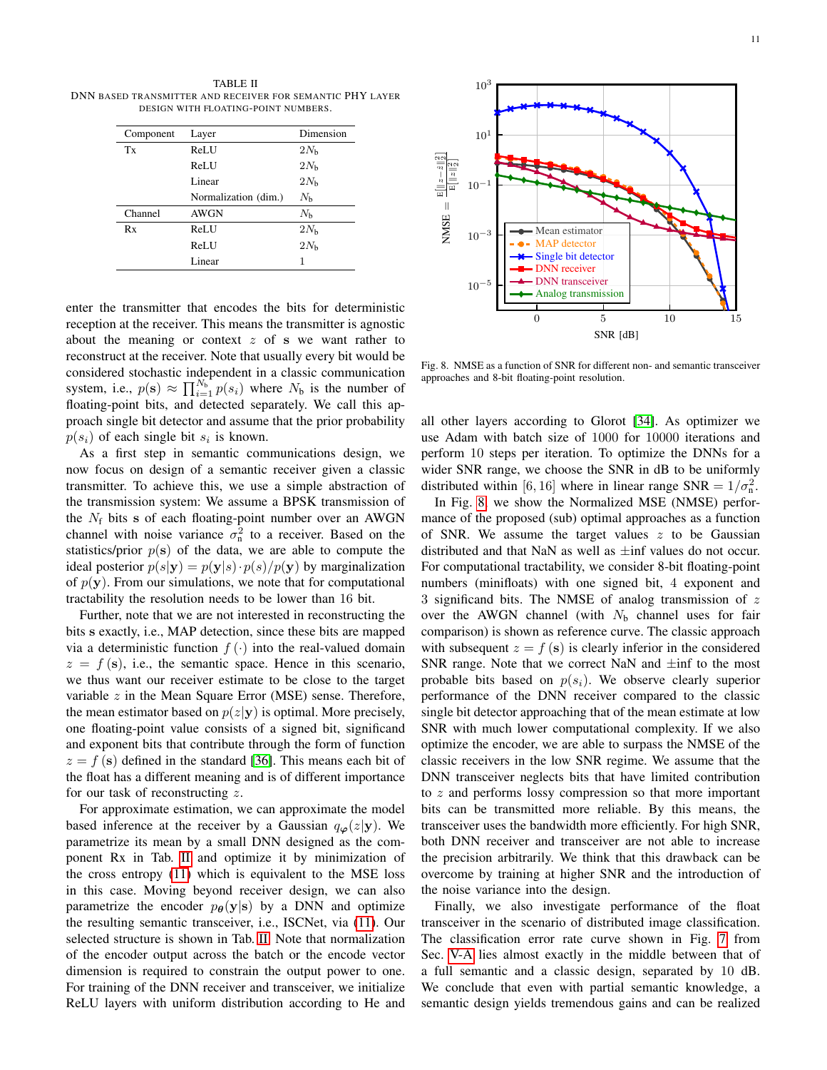TABLE II
DNN BASED TRANSMITTER AND RECEIVER FOR SEMANTIC PHY LAYER DESIGN WITH FLOATING-POINT NUMBERS.

| Component | Layer | Dimension |
|---|---|---|
| Tx | ReLU | $2N_\mathrm{b}$ |
| | ReLU | $2N_\mathrm{b}$ |
| | Linear | $2N_\mathrm{b}$ |
| | Normalization (dim.) | $N_\mathrm{b}$ |
| Channel | AWGN | $N_\mathrm{b}$ |
| Rx | ReLU | $2N_\mathrm{b}$ |
| | ReLU | $2N_\mathrm{b}$ |
| | Linear | 1 |

enter the transmitter that encodes the bits for deterministic reception at the receiver. This means the transmitter is agnostic about the meaning or context $z$ of $\mathbf{s}$ we want rather to reconstruct at the receiver. Note that usually every bit would be considered stochastic independent in a classic communication system, i.e., $p(\mathbf{s}) \approx \prod_{i=1}^{N_\mathrm{b}} p(s_i)$ where $N_\mathrm{b}$ is the number of floating-point bits, and detected separately. We call this approach single bit detector and assume that the prior probability $p(s_i)$ of each single bit $s_i$ is known.

As a first step in semantic communications design, we now focus on design of a semantic receiver given a classic transmitter. To achieve this, we use a simple abstraction of the transmission system: We assume a BPSK transmission of the $N_\mathrm{f}$ bits $\mathbf{s}$ of each floating-point number over an AWGN channel with noise variance $\sigma_\mathrm{n}^2$ to a receiver. Based on the statistics/prior $p(\mathbf{s})$ of the data, we are able to compute the ideal posterior $p(s|\mathbf{y}) = p(\mathbf{y}|s) \cdot p(s)/p(\mathbf{y})$ by marginalization of $p(\mathbf{y})$. From our simulations, we note that for computational tractability the resolution needs to be lower than 16 bit.

Further, note that we are not interested in reconstructing the bits $\mathbf{s}$ exactly, i.e., MAP detection, since these bits are mapped via a deterministic function $f(\cdot)$ into the real-valued domain $z = f(\mathbf{s})$, i.e., the semantic space. Hence in this scenario, we thus want our receiver estimate to be close to the target variable $z$ in the Mean Square Error (MSE) sense. Therefore, the mean estimator based on $p(z|\mathbf{y})$ is optimal. More precisely, one floating-point value consists of a signed bit, significand and exponent bits that contribute through the form of function $z = f(\mathbf{s})$ defined in the standard [36]. This means each bit of the float has a different meaning and is of different importance for our task of reconstructing $z$.

For approximate estimation, we can approximate the model based inference at the receiver by a Gaussian $q_{\boldsymbol{\varphi}}(z|\mathbf{y})$. We parametrize its mean by a small DNN designed as the component Rx in Tab. II and optimize it by minimization of the cross entropy (11) which is equivalent to the MSE loss in this case. Moving beyond receiver design, we can also parametrize the encoder $p_{\boldsymbol{\theta}}(\mathbf{y}|\mathbf{s})$ by a DNN and optimize the resulting semantic transceiver, i.e., ISCNet, via (11). Our selected structure is shown in Tab. II. Note that normalization of the encoder output across the batch or the encode vector dimension is required to constrain the output power to one. For training of the DNN receiver and transceiver, we initialize ReLU layers with uniform distribution according to He and all other layers according to Glorot [34]. As optimizer we use Adam with batch size of 1000 for 10000 iterations and perform 10 steps per iteration. To optimize the DNNs for a wider SNR range, we choose the SNR in dB to be uniformly distributed within $[6, 16]$ where in linear range $\mathrm{SNR} = 1/\sigma_\mathrm{n}^2$.

NMSE $= \frac{\mathrm{E}[\|z-\hat{z}\|_2^2]}{\mathrm{E}[\|z\|_2^2]}$
$10^3$
$10^1$
$10^{-1}$
$10^{-3}$
$10^{-5}$
0
5
10
15
SNR [dB]
Mean estimator
MAP detector
Single bit detector
DNN receiver
DNN transceiver
Analog transmission

Fig. 8. NMSE as a function of SNR for different non- and semantic transceiver approaches and 8-bit floating-point resolution.

In Fig. 8, we show the Normalized MSE (NMSE) performance of the proposed (sub) optimal approaches as a function of SNR. We assume the target values $z$ to be Gaussian distributed and that NaN as well as $\pm$inf values do not occur. For computational tractability, we consider 8-bit floating-point numbers (minifloats) with one signed bit, 4 exponent and 3 significand bits. The NMSE of analog transmission of $z$ over the AWGN channel (with $N_\mathrm{b}$ channel uses for fair comparison) is shown as reference curve. The classic approach with subsequent $z = f(\mathbf{s})$ is clearly inferior in the considered SNR range. Note that we correct NaN and $\pm$inf to the most probable bits based on $p(s_i)$. We observe clearly superior performance of the DNN receiver compared to the classic single bit detector approaching that of the mean estimate at low SNR with much lower computational complexity. If we also optimize the encoder, we are able to surpass the NMSE of the classic receivers in the low SNR regime. We assume that the DNN transceiver neglects bits that have limited contribution to $z$ and performs lossy compression so that more important bits can be transmitted more reliable. By this means, the transceiver uses the bandwidth more efficiently. For high SNR, both DNN receiver and transceiver are not able to increase the precision arbitrarily. We think that this drawback can be overcome by training at higher SNR and the introduction of the noise variance into the design.

Finally, we also investigate performance of the float transceiver in the scenario of distributed image classification. The classification error rate curve shown in Fig. 7 from Sec. V-A lies almost exactly in the middle between that of a full semantic and a classic design, separated by 10 dB. We conclude that even with partial semantic knowledge, a semantic design yields tremendous gains and can be realized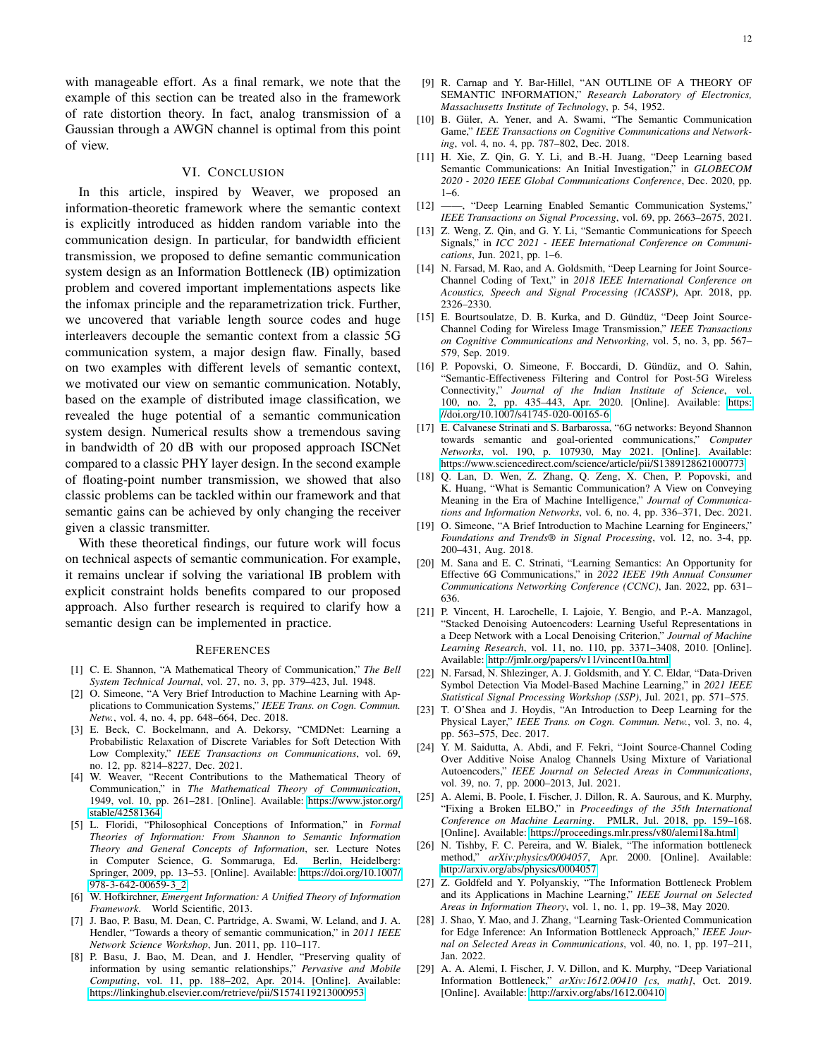with manageable effort. As a final remark, we note that the example of this section can be treated also in the framework of rate distortion theory. In fact, analog transmission of a Gaussian through a AWGN channel is optimal from this point of view.

## VI. Conclusion

In this article, inspired by Weaver, we proposed an information-theoretic framework where the semantic context is explicitly introduced as hidden random variable into the communication design. In particular, for bandwidth efficient transmission, we proposed to define semantic communication system design as an Information Bottleneck (IB) optimization problem and covered important implementations aspects like the infomax principle and the reparametrization trick. Further, we uncovered that variable length source codes and huge interleavers decouple the semantic context from a classic 5G communication system, a major design flaw. Finally, based on two examples with different levels of semantic context, we motivated our view on semantic communication. Notably, based on the example of distributed image classification, we revealed the huge potential of a semantic communication system design. Numerical results show a tremendous saving in bandwidth of 20 dB with our proposed approach ISCNet compared to a classic PHY layer design. In the second example of floating-point number transmission, we showed that also classic problems can be tackled within our framework and that semantic gains can be achieved by only changing the receiver given a classic transmitter.

With these theoretical findings, our future work will focus on technical aspects of semantic communication. For example, it remains unclear if solving the variational IB problem with explicit constraint holds benefits compared to our proposed approach. Also further research is required to clarify how a semantic design can be implemented in practice.

## References

[1] C. E. Shannon, "A Mathematical Theory of Communication," *The Bell System Technical Journal*, vol. 27, no. 3, pp. 379–423, Jul. 1948.

[2] O. Simeone, "A Very Brief Introduction to Machine Learning with Applications to Communication Systems," *IEEE Trans. on Cogn. Commun. Netw.*, vol. 4, no. 4, pp. 648–664, Dec. 2018.

[3] E. Beck, C. Bockelmann, and A. Dekorsy, "CMDNet: Learning a Probabilistic Relaxation of Discrete Variables for Soft Detection With Low Complexity," *IEEE Transactions on Communications*, vol. 69, no. 12, pp. 8214–8227, Dec. 2021.

[4] W. Weaver, "Recent Contributions to the Mathematical Theory of Communication," in *The Mathematical Theory of Communication*, 1949, vol. 10, pp. 261–281. [Online]. Available: https://www.jstor.org/stable/42581364

[5] L. Floridi, "Philosophical Conceptions of Information," in *Formal Theories of Information: From Shannon to Semantic Information Theory and General Concepts of Information*, ser. Lecture Notes in Computer Science, G. Sommaruga, Ed. Berlin, Heidelberg: Springer, 2009, pp. 13–53. [Online]. Available: https://doi.org/10.1007/978-3-642-00659-3_2

[6] W. Hofkirchner, *Emergent Information: A Unified Theory of Information Framework*. World Scientific, 2013.

[7] J. Bao, P. Basu, M. Dean, C. Partridge, A. Swami, W. Leland, and J. A. Hendler, "Towards a theory of semantic communication," in *2011 IEEE Network Science Workshop*, Jun. 2011, pp. 110–117.

[8] P. Basu, J. Bao, M. Dean, and J. Hendler, "Preserving quality of information by using semantic relationships," *Pervasive and Mobile Computing*, vol. 11, pp. 188–202, Apr. 2014. [Online]. Available: https://linkinghub.elsevier.com/retrieve/pii/S1574119213000953

[9] R. Carnap and Y. Bar-Hillel, "AN OUTLINE OF A THEORY OF SEMANTIC INFORMATION," *Research Laboratory of Electronics, Massachusetts Institute of Technology*, p. 54, 1952.

[10] B. Güler, A. Yener, and A. Swami, "The Semantic Communication Game," *IEEE Transactions on Cognitive Communications and Networking*, vol. 4, no. 4, pp. 787–802, Dec. 2018.

[11] H. Xie, Z. Qin, G. Y. Li, and B.-H. Juang, "Deep Learning based Semantic Communications: An Initial Investigation," in *GLOBECOM 2020 - 2020 IEEE Global Communications Conference*, Dec. 2020, pp. 1–6.

[12] ——, "Deep Learning Enabled Semantic Communication Systems," *IEEE Transactions on Signal Processing*, vol. 69, pp. 2663–2675, 2021.

[13] Z. Weng, Z. Qin, and G. Y. Li, "Semantic Communications for Speech Signals," in *ICC 2021 - IEEE International Conference on Communications*, Jun. 2021, pp. 1–6.

[14] N. Farsad, M. Rao, and A. Goldsmith, "Deep Learning for Joint Source-Channel Coding of Text," in *2018 IEEE International Conference on Acoustics, Speech and Signal Processing (ICASSP)*, Apr. 2018, pp. 2326–2330.

[15] E. Bourtsoulatze, D. B. Kurka, and D. Gündüz, "Deep Joint Source-Channel Coding for Wireless Image Transmission," *IEEE Transactions on Cognitive Communications and Networking*, vol. 5, no. 3, pp. 567–579, Sep. 2019.

[16] P. Popovski, O. Simeone, F. Boccardi, D. Gündüz, and O. Sahin, "Semantic-Effectiveness Filtering and Control for Post-5G Wireless Connectivity," *Journal of the Indian Institute of Science*, vol. 100, no. 2, pp. 435–443, Apr. 2020. [Online]. Available: https://doi.org/10.1007/s41745-020-00165-6

[17] E. Calvanese Strinati and S. Barbarossa, "6G networks: Beyond Shannon towards semantic and goal-oriented communications," *Computer Networks*, vol. 190, p. 107930, May 2021. [Online]. Available: https://www.sciencedirect.com/science/article/pii/S1389128621000773

[18] Q. Lan, D. Wen, Z. Zhang, Q. Zeng, X. Chen, P. Popovski, and K. Huang, "What is Semantic Communication? A View on Conveying Meaning in the Era of Machine Intelligence," *Journal of Communications and Information Networks*, vol. 6, no. 4, pp. 336–371, Dec. 2021.

[19] O. Simeone, "A Brief Introduction to Machine Learning for Engineers," *Foundations and Trends® in Signal Processing*, vol. 12, no. 3-4, pp. 200–431, Aug. 2018.

[20] M. Sana and E. C. Strinati, "Learning Semantics: An Opportunity for Effective 6G Communications," in *2022 IEEE 19th Annual Consumer Communications Networking Conference (CCNC)*, Jan. 2022, pp. 631–636.

[21] P. Vincent, H. Larochelle, I. Lajoie, Y. Bengio, and P.-A. Manzagol, "Stacked Denoising Autoencoders: Learning Useful Representations in a Deep Network with a Local Denoising Criterion," *Journal of Machine Learning Research*, vol. 11, no. 110, pp. 3371–3408, 2010. [Online]. Available: http://jmlr.org/papers/v11/vincent10a.html

[22] N. Farsad, N. Shlezinger, A. J. Goldsmith, and Y. C. Eldar, "Data-Driven Symbol Detection Via Model-Based Machine Learning," in *2021 IEEE Statistical Signal Processing Workshop (SSP)*, Jul. 2021, pp. 571–575.

[23] T. O'Shea and J. Hoydis, "An Introduction to Deep Learning for the Physical Layer," *IEEE Trans. on Cogn. Commun. Netw.*, vol. 3, no. 4, pp. 563–575, Dec. 2017.

[24] Y. M. Saidutta, A. Abdi, and F. Fekri, "Joint Source-Channel Coding Over Additive Noise Analog Channels Using Mixture of Variational Autoencoders," *IEEE Journal on Selected Areas in Communications*, vol. 39, no. 7, pp. 2000–2013, Jul. 2021.

[25] A. Alemi, B. Poole, I. Fischer, J. Dillon, R. A. Saurous, and K. Murphy, "Fixing a Broken ELBO," in *Proceedings of the 35th International Conference on Machine Learning*. PMLR, Jul. 2018, pp. 159–168. [Online]. Available: https://proceedings.mlr.press/v80/alemi18a.html

[26] N. Tishby, F. C. Pereira, and W. Bialek, "The information bottleneck method," *arXiv:physics/0004057*, Apr. 2000. [Online]. Available: http://arxiv.org/abs/physics/0004057

[27] Z. Goldfeld and Y. Polyanskiy, "The Information Bottleneck Problem and its Applications in Machine Learning," *IEEE Journal on Selected Areas in Information Theory*, vol. 1, no. 1, pp. 19–38, May 2020.

[28] J. Shao, Y. Mao, and J. Zhang, "Learning Task-Oriented Communication for Edge Inference: An Information Bottleneck Approach," *IEEE Journal on Selected Areas in Communications*, vol. 40, no. 1, pp. 197–211, Jan. 2022.

[29] A. A. Alemi, I. Fischer, J. V. Dillon, and K. Murphy, "Deep Variational Information Bottleneck," *arXiv:1612.00410 [cs, math]*, Oct. 2019. [Online]. Available: http://arxiv.org/abs/1612.00410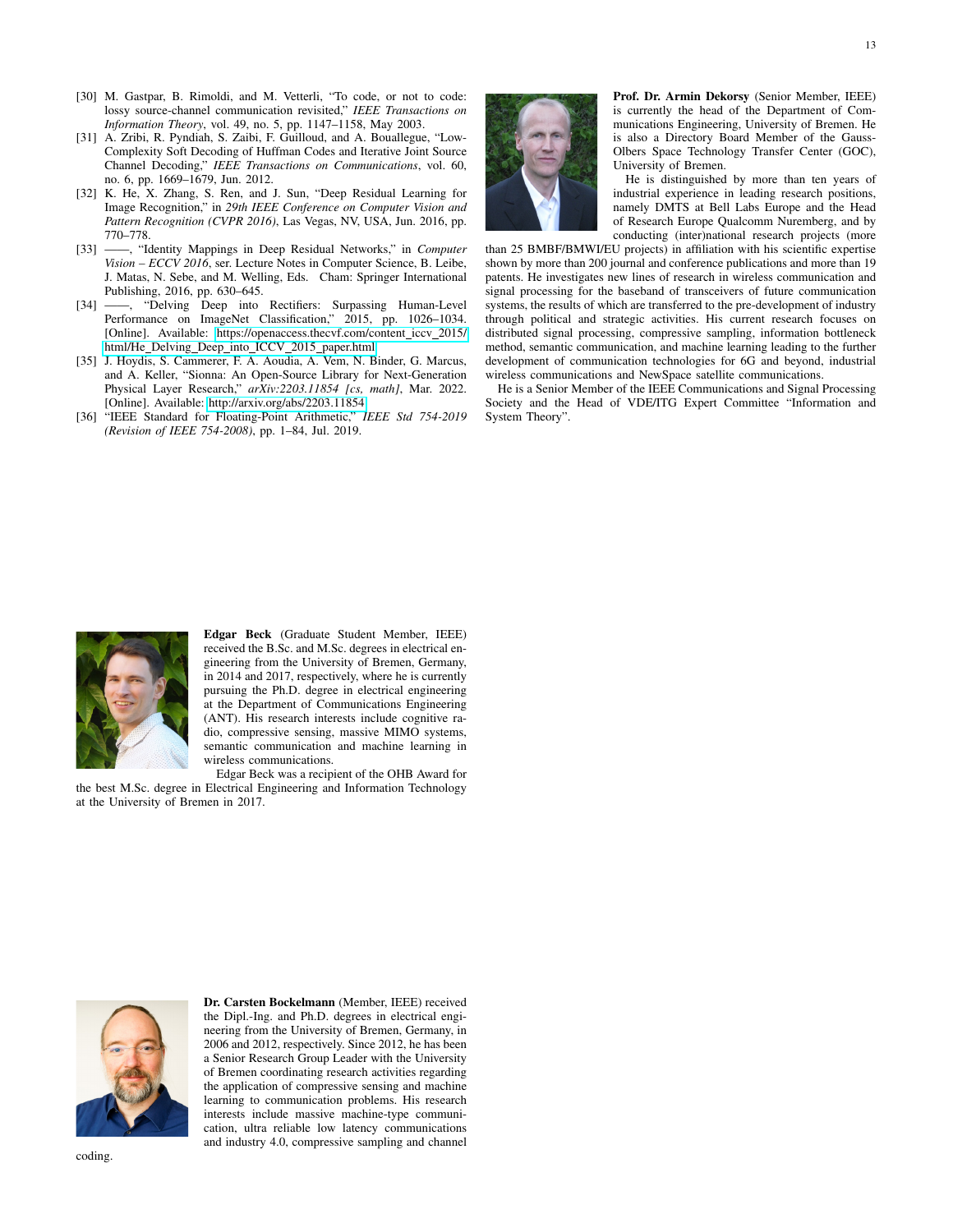[30] M. Gastpar, B. Rimoldi, and M. Vetterli, "To code, or not to code: lossy source-channel communication revisited," *IEEE Transactions on Information Theory*, vol. 49, no. 5, pp. 1147–1158, May 2003.

[31] A. Zribi, R. Pyndiah, S. Zaibi, F. Guilloud, and A. Bouallegue, "Low-Complexity Soft Decoding of Huffman Codes and Iterative Joint Source Channel Decoding," *IEEE Transactions on Communications*, vol. 60, no. 6, pp. 1669–1679, Jun. 2012.

[32] K. He, X. Zhang, S. Ren, and J. Sun, "Deep Residual Learning for Image Recognition," in *29th IEEE Conference on Computer Vision and Pattern Recognition (CVPR 2016)*, Las Vegas, NV, USA, Jun. 2016, pp. 770–778.

[33] ——, "Identity Mappings in Deep Residual Networks," in *Computer Vision – ECCV 2016*, ser. Lecture Notes in Computer Science, B. Leibe, J. Matas, N. Sebe, and M. Welling, Eds. Cham: Springer International Publishing, 2016, pp. 630–645.

[34] ——, "Delving Deep into Rectifiers: Surpassing Human-Level Performance on ImageNet Classification," 2015, pp. 1026–1034. [Online]. Available: https://openaccess.thecvf.com/content_iccv_2015/html/He_Delving_Deep_into_ICCV_2015_paper.html

[35] J. Hoydis, S. Cammerer, F. A. Aoudia, A. Vem, N. Binder, G. Marcus, and A. Keller, "Sionna: An Open-Source Library for Next-Generation Physical Layer Research," *arXiv:2203.11854 [cs, math]*, Mar. 2022. [Online]. Available: http://arxiv.org/abs/2203.11854

[36] "IEEE Standard for Floating-Point Arithmetic," *IEEE Std 754-2019 (Revision of IEEE 754-2008)*, pp. 1–84, Jul. 2019.

**Edgar Beck** (Graduate Student Member, IEEE) received the B.Sc. and M.Sc. degrees in electrical engineering from the University of Bremen, Germany, in 2014 and 2017, respectively, where he is currently pursuing the Ph.D. degree in electrical engineering at the Department of Communications Engineering (ANT). His research interests include cognitive radio, compressive sensing, massive MIMO systems, semantic communication and machine learning in wireless communications.

Edgar Beck was a recipient of the OHB Award for the best M.Sc. degree in Electrical Engineering and Information Technology at the University of Bremen in 2017.

**Dr. Carsten Bockelmann** (Member, IEEE) received the Dipl.-Ing. and Ph.D. degrees in electrical engineering from the University of Bremen, Germany, in 2006 and 2012, respectively. Since 2012, he has been a Senior Research Group Leader with the University of Bremen coordinating research activities regarding the application of compressive sensing and machine learning to communication problems. His research interests include massive machine-type communication, ultra reliable low latency communications and industry 4.0, compressive sampling and channel coding.

**Prof. Dr. Armin Dekorsy** (Senior Member, IEEE) is currently the head of the Department of Communications Engineering, University of Bremen. He is also a Directory Board Member of the Gauss-Olbers Space Technology Transfer Center (GOC), University of Bremen.

He is distinguished by more than ten years of industrial experience in leading research positions, namely DMTS at Bell Labs Europe and the Head of Research Europe Qualcomm Nuremberg, and by conducting (inter)national research projects (more than 25 BMBF/BMWI/EU projects) in affiliation with his scientific expertise shown by more than 200 journal and conference publications and more than 19 patents. He investigates new lines of research in wireless communication and signal processing for the baseband of transceivers of future communication systems, the results of which are transferred to the pre-development of industry through political and strategic activities. His current research focuses on distributed signal processing, compressive sampling, information bottleneck method, semantic communication, and machine learning leading to the further development of communication technologies for 6G and beyond, industrial wireless communications and NewSpace satellite communications.

He is a Senior Member of the IEEE Communications and Signal Processing Society and the Head of VDE/ITG Expert Committee "Information and System Theory".